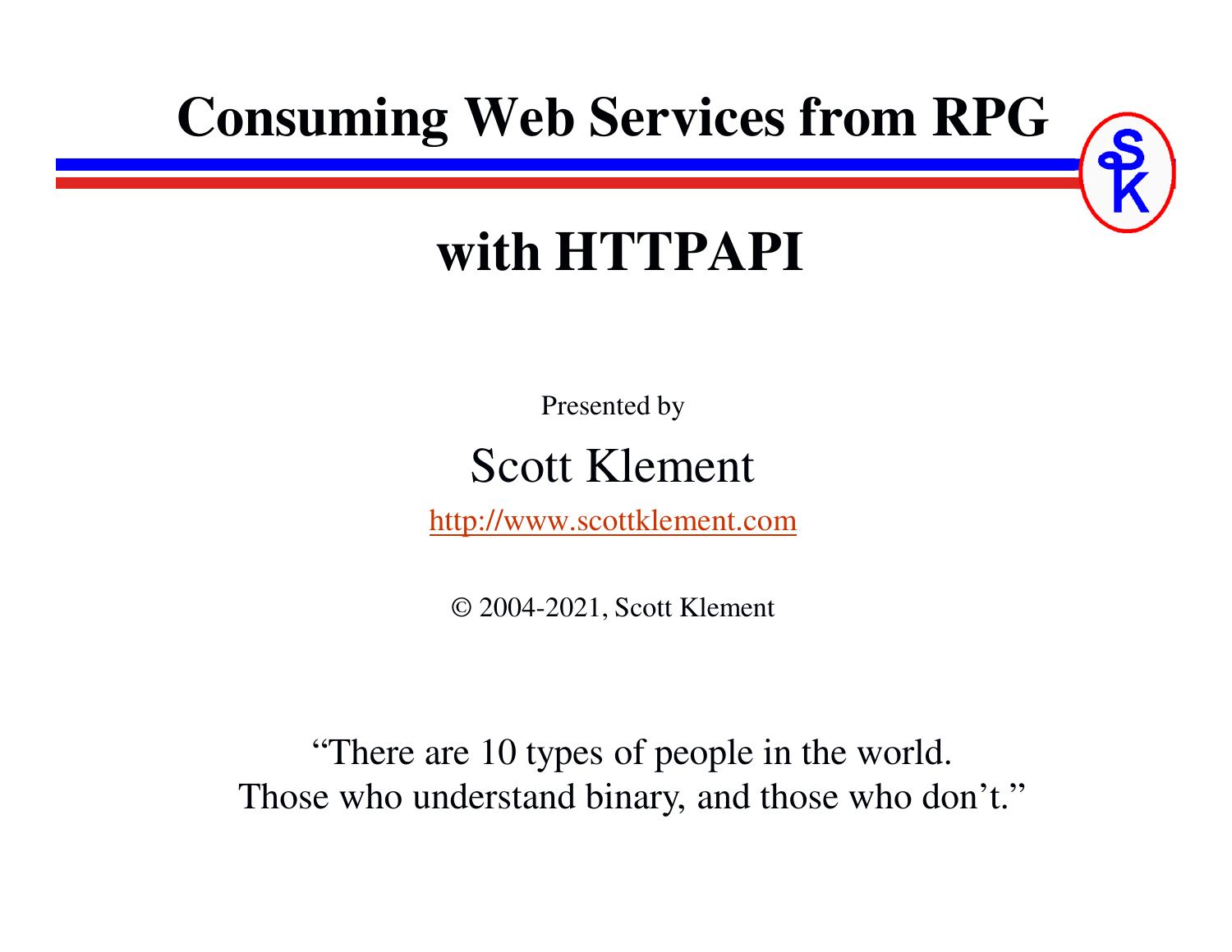# Consuming Web Services from RPG

## with HTTPAPI

Presented by

Scott Klement

http://www.scottklement.com

© 2004-2021, Scott Klement

"There are 10 types of people in the world.
Those who understand binary, and those who don't."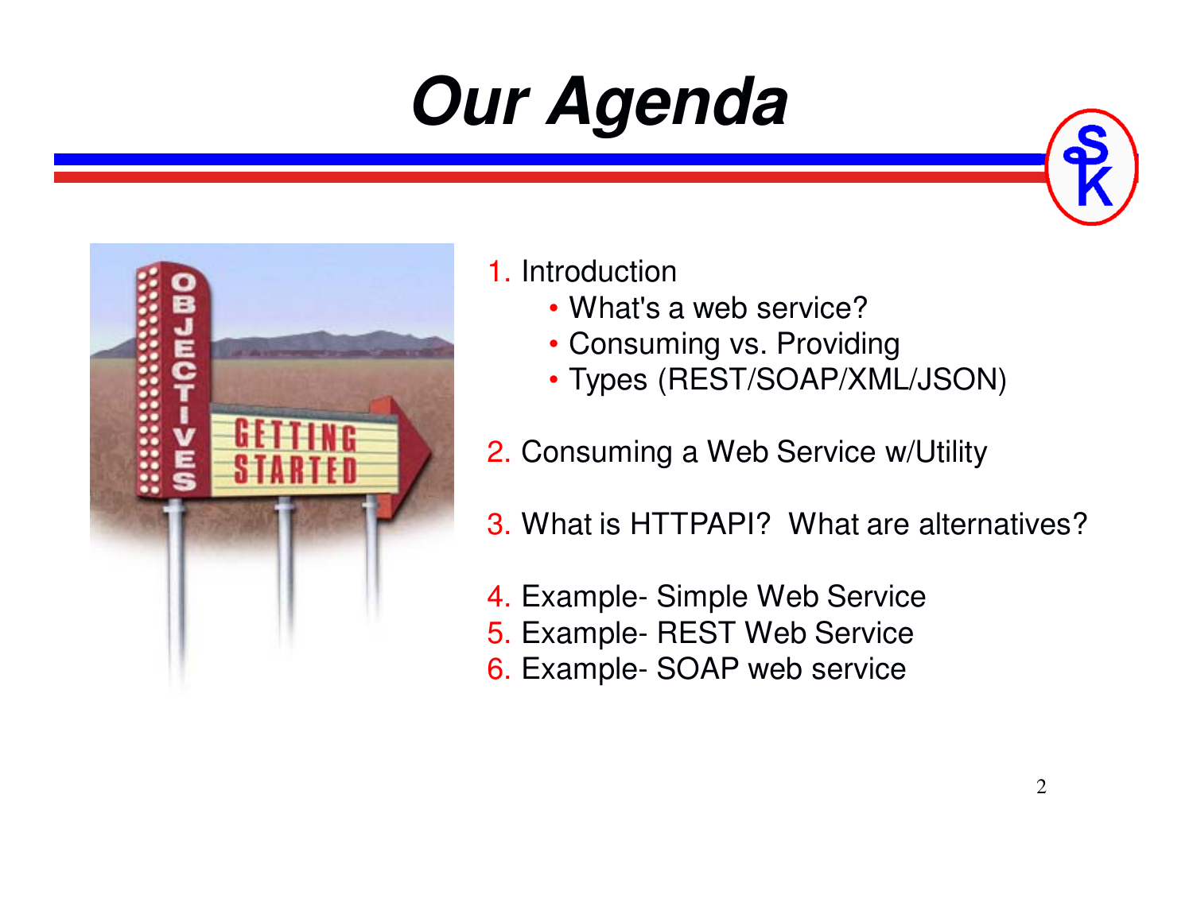# Our Agenda

1. Introduction
   - What's a web service?
   - Consuming vs. Providing
   - Types (REST/SOAP/XML/JSON)

2. Consuming a Web Service w/Utility

3. What is HTTPAPI? What are alternatives?

4. Example- Simple Web Service
5. Example- REST Web Service
6. Example- SOAP web service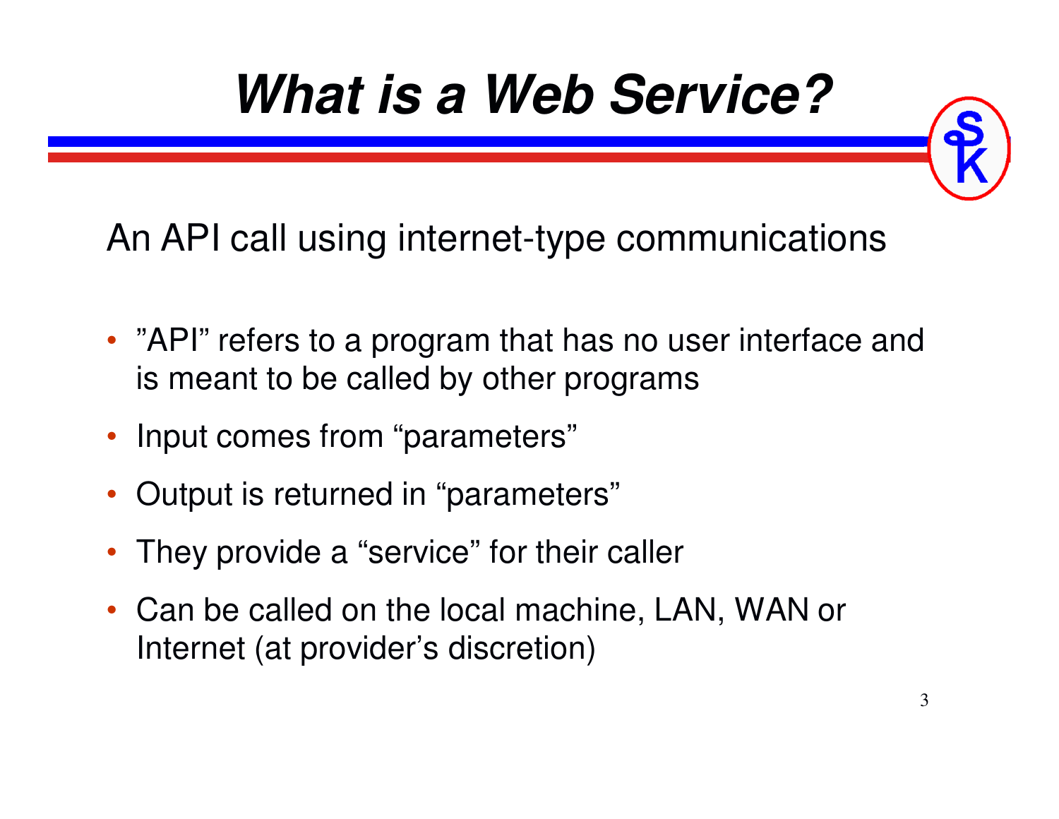# What is a Web Service?

An API call using internet-type communications

- "API" refers to a program that has no user interface and is meant to be called by other programs
- Input comes from "parameters"
- Output is returned in "parameters"
- They provide a "service" for their caller
- Can be called on the local machine, LAN, WAN or Internet (at provider's discretion)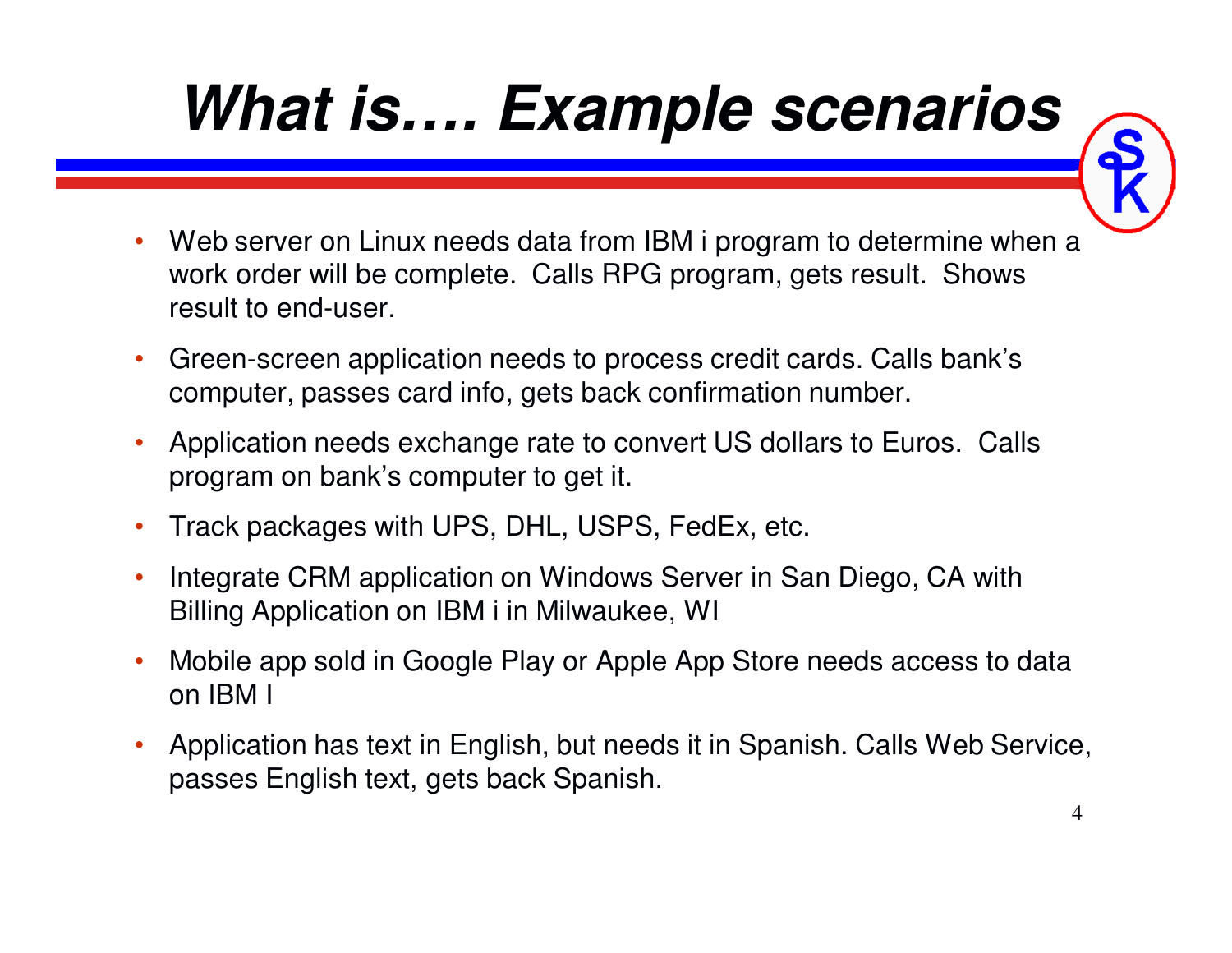# What is…. Example scenarios

- Web server on Linux needs data from IBM i program to determine when a work order will be complete. Calls RPG program, gets result. Shows result to end-user.
- Green-screen application needs to process credit cards. Calls bank's computer, passes card info, gets back confirmation number.
- Application needs exchange rate to convert US dollars to Euros. Calls program on bank's computer to get it.
- Track packages with UPS, DHL, USPS, FedEx, etc.
- Integrate CRM application on Windows Server in San Diego, CA with Billing Application on IBM i in Milwaukee, WI
- Mobile app sold in Google Play or Apple App Store needs access to data on IBM I
- Application has text in English, but needs it in Spanish. Calls Web Service, passes English text, gets back Spanish.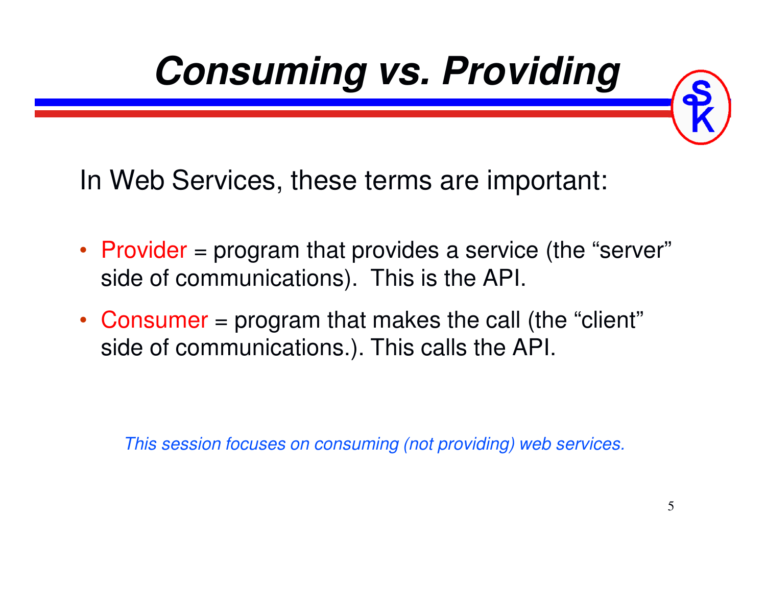# Consuming vs. Providing

In Web Services, these terms are important:

- Provider = program that provides a service (the “server” side of communications). This is the API.
- Consumer = program that makes the call (the “client” side of communications.). This calls the API.

*This session focuses on consuming (not providing) web services.*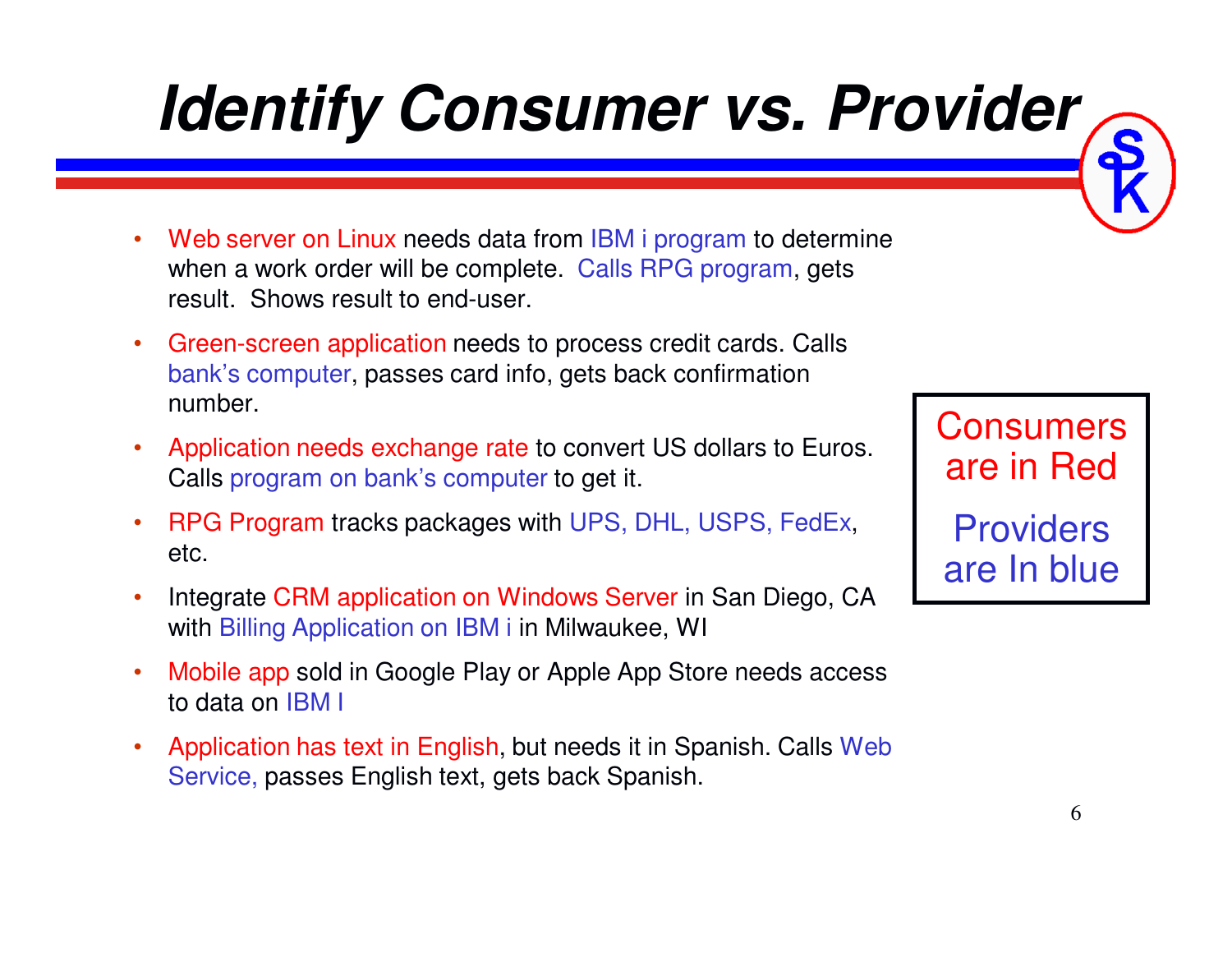# Identify Consumer vs. Provider

- Web server on Linux needs data from IBM i program to determine when a work order will be complete. Calls RPG program, gets result. Shows result to end-user.
- Green-screen application needs to process credit cards. Calls bank's computer, passes card info, gets back confirmation number.
- Application needs exchange rate to convert US dollars to Euros. Calls program on bank's computer to get it.
- RPG Program tracks packages with UPS, DHL, USPS, FedEx, etc.
- Integrate CRM application on Windows Server in San Diego, CA with Billing Application on IBM i in Milwaukee, WI
- Mobile app sold in Google Play or Apple App Store needs access to data on IBM I
- Application has text in English, but needs it in Spanish. Calls Web Service, passes English text, gets back Spanish.

Consumers are in Red

Providers are In blue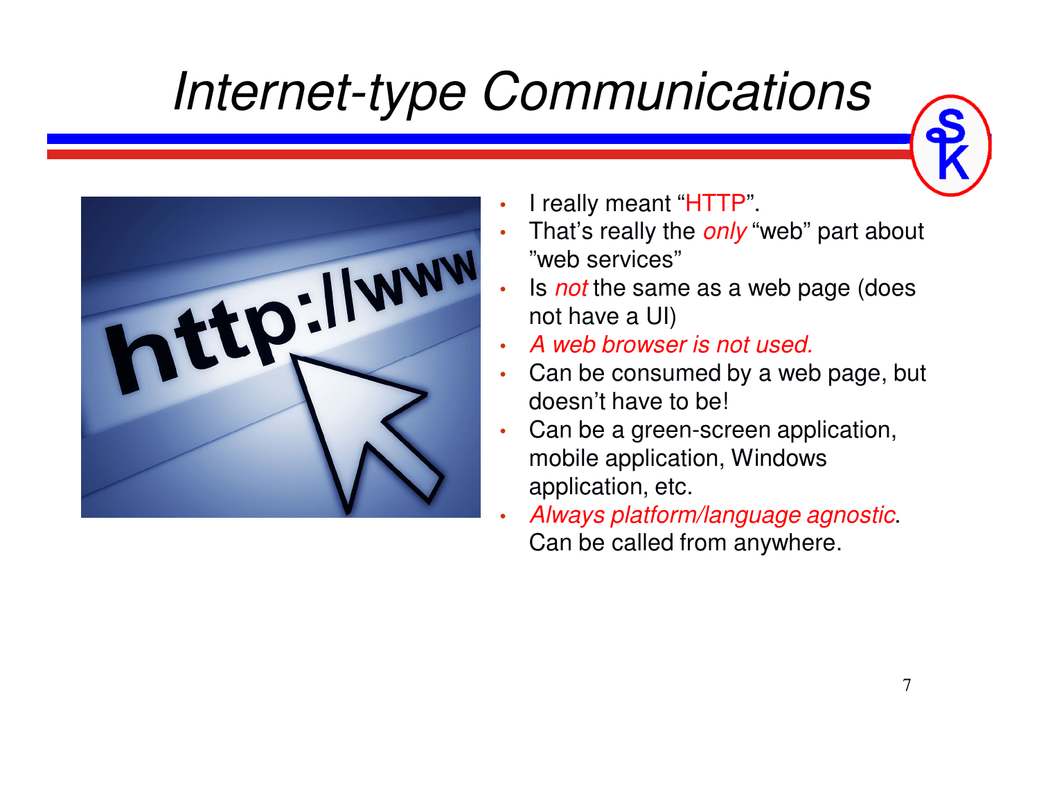# *Internet-type Communications*

- I really meant "HTTP".
- That's really the *only* "web" part about "web services"
- Is *not* the same as a web page (does not have a UI)
- *A web browser is not used.*
- Can be consumed by a web page, but doesn't have to be!
- Can be a green-screen application, mobile application, Windows application, etc.
- *Always platform/language agnostic*. Can be called from anywhere.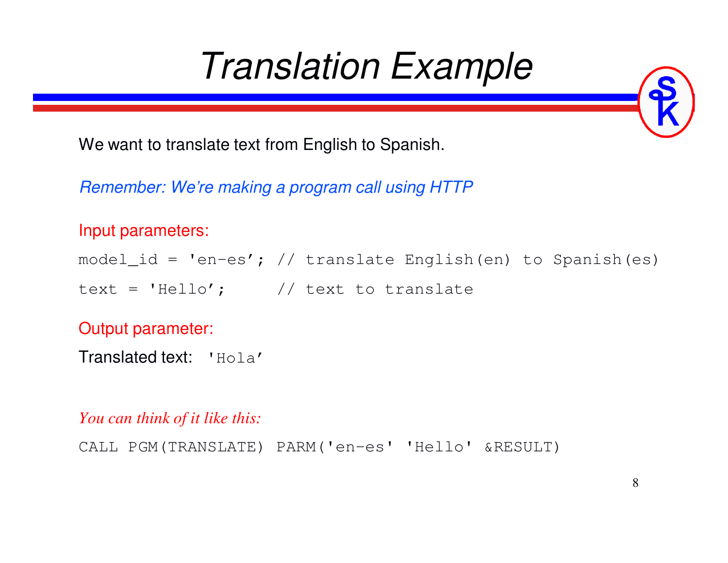# Translation Example

We want to translate text from English to Spanish.

*Remember: We're making a program call using HTTP*

Input parameters:

```
model_id = 'en-es'; // translate English(en) to Spanish(es)
text = 'Hello';     // text to translate
```

Output parameter:

Translated text: `'Hola'`

*You can think of it like this:*

```
CALL PGM(TRANSLATE) PARM('en-es' 'Hello' &RESULT)
```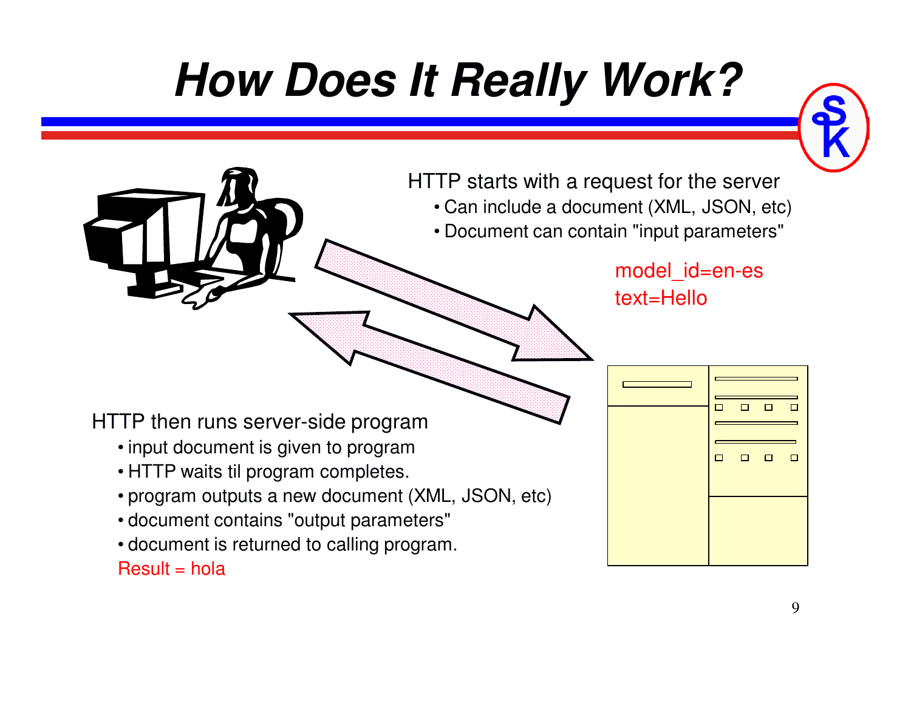# How Does It Really Work?

HTTP starts with a request for the server

- Can include a document (XML, JSON, etc)
- Document can contain "input parameters"

model_id=en-es
text=Hello

HTTP then runs server-side program

- input document is given to program
- HTTP waits til program completes.
- program outputs a new document (XML, JSON, etc)
- document contains "output parameters"
- document is returned to calling program.

Result = hola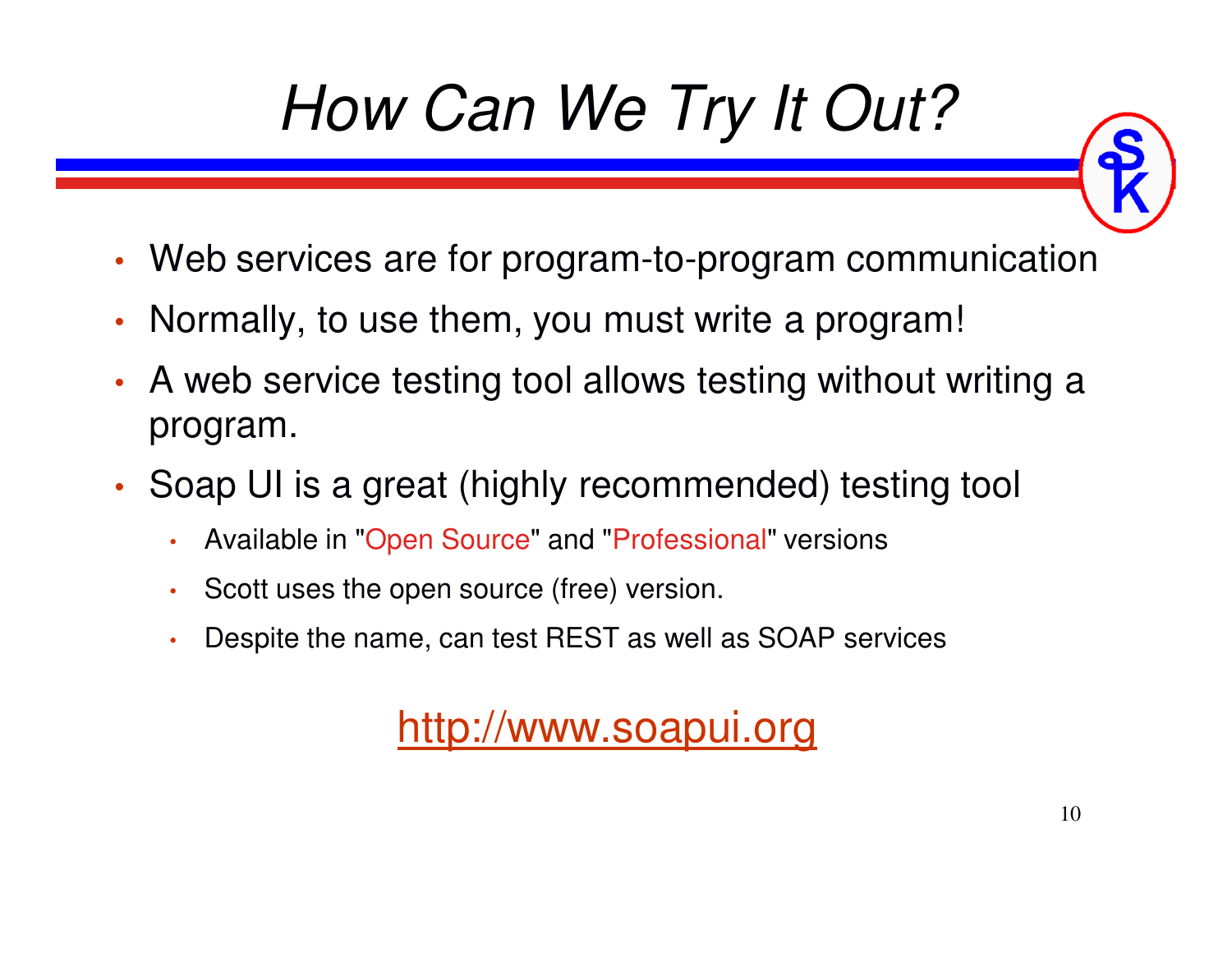# *How Can We Try It Out?*

- Web services are for program-to-program communication
- Normally, to use them, you must write a program!
- A web service testing tool allows testing without writing a program.
- Soap UI is a great (highly recommended) testing tool
  - Available in "Open Source" and "Professional" versions
  - Scott uses the open source (free) version.
  - Despite the name, can test REST as well as SOAP services

http://www.soapui.org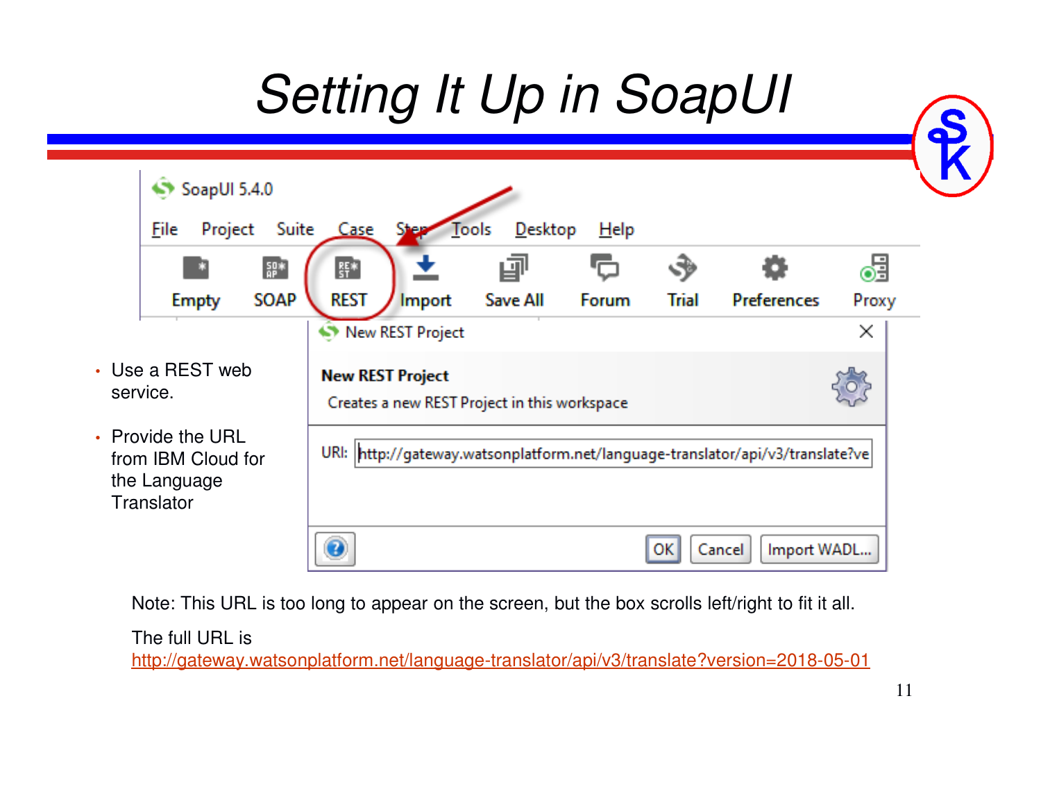# Setting It Up in SoapUI

- Use a REST web service.
- Provide the URL from IBM Cloud for the Language Translator

Note: This URL is too long to appear on the screen, but the box scrolls left/right to fit it all.

The full URL is
http://gateway.watsonplatform.net/language-translator/api/v3/translate?version=2018-05-01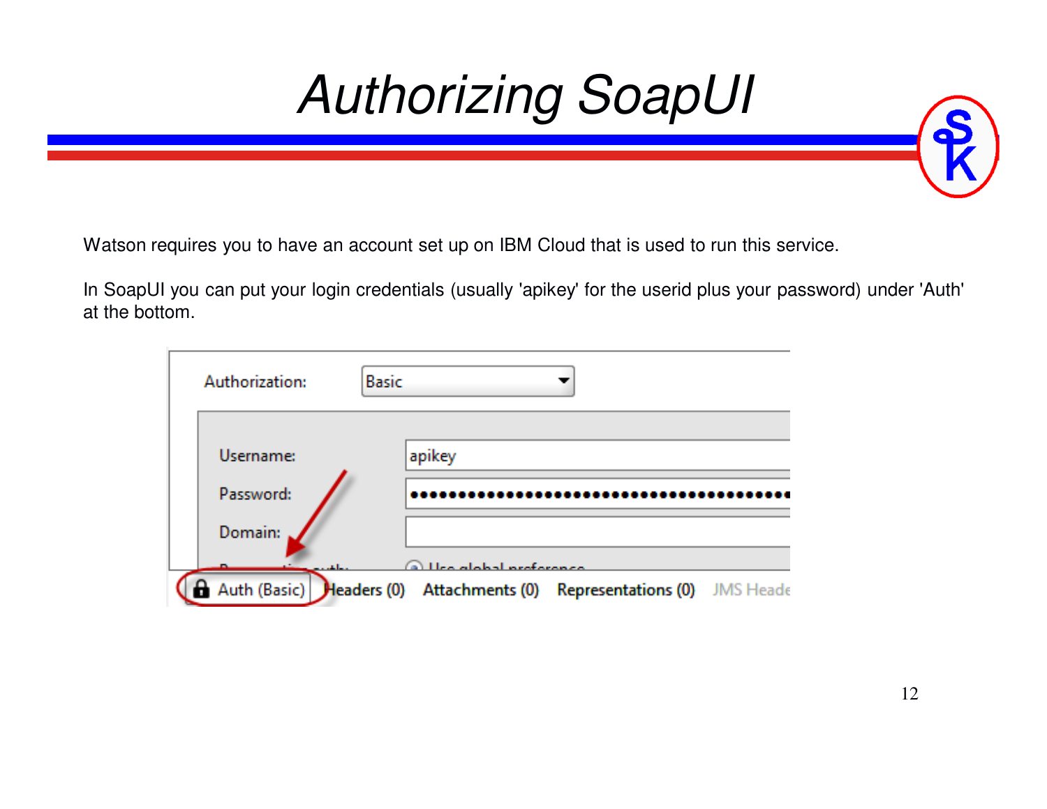# Authorizing SoapUI

Watson requires you to have an account set up on IBM Cloud that is used to run this service.

In SoapUI you can put your login credentials (usually 'apikey' for the userid plus your password) under 'Auth' at the bottom.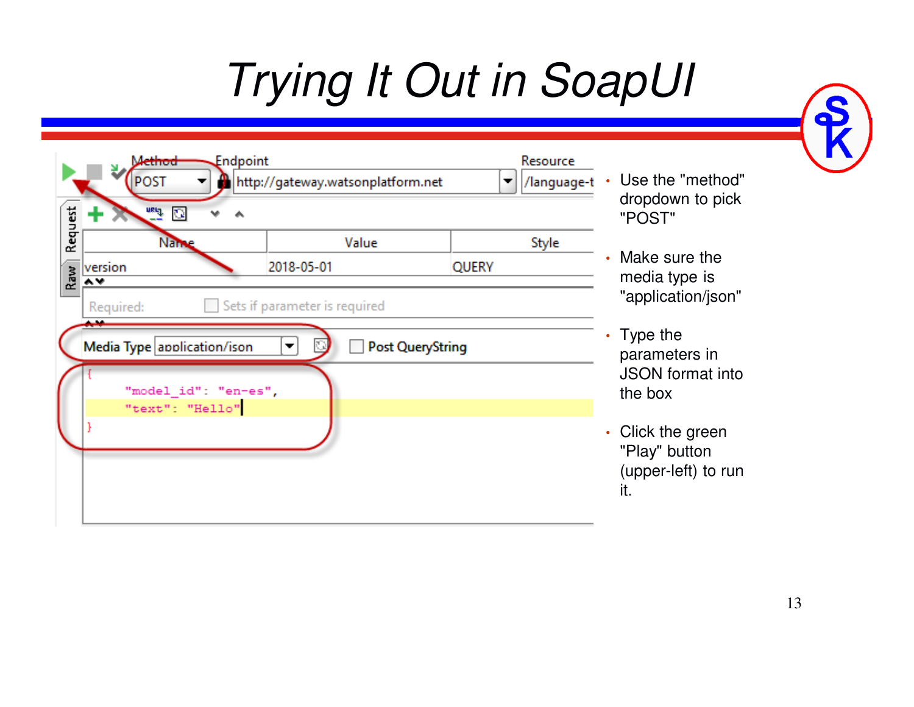# Trying It Out in SoapUI

- Use the "method" dropdown to pick "POST"
- Make sure the media type is "application/json"
- Type the parameters in JSON format into the box
- Click the green "Play" button (upper-left) to run it.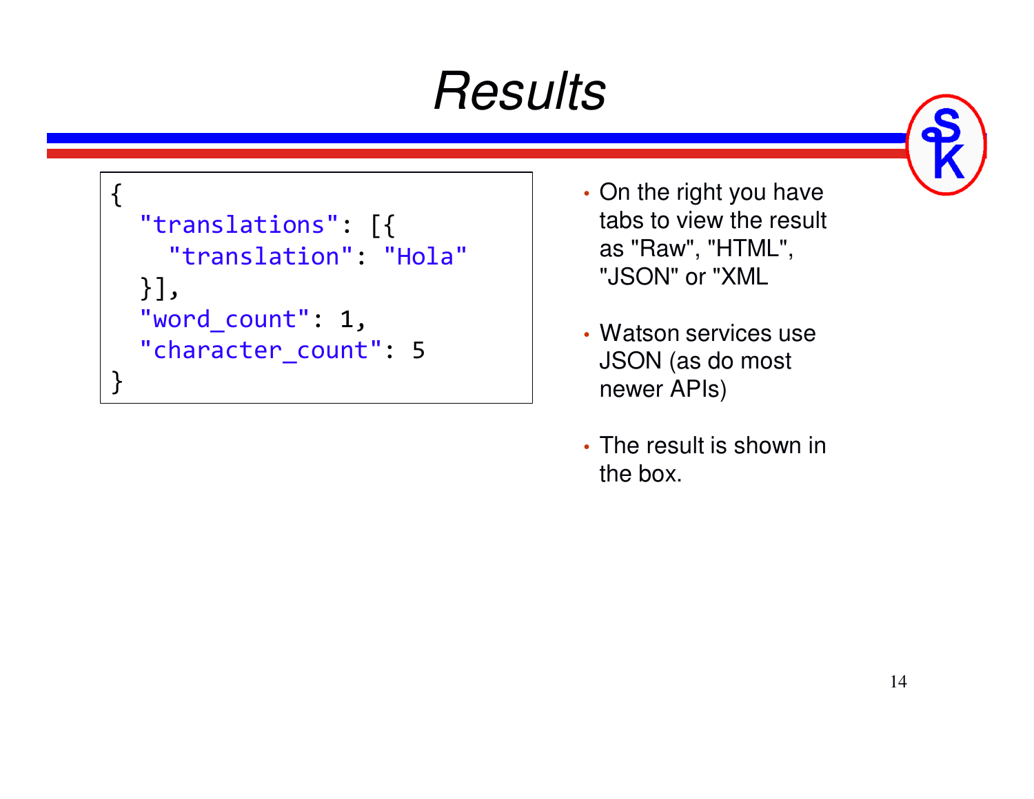# Results

```
{
  "translations": [{
    "translation": "Hola"
  }],
  "word_count": 1,
  "character_count": 5
}
```

- On the right you have tabs to view the result as "Raw", "HTML", "JSON" or "XML
- Watson services use JSON (as do most newer APIs)
- The result is shown in the box.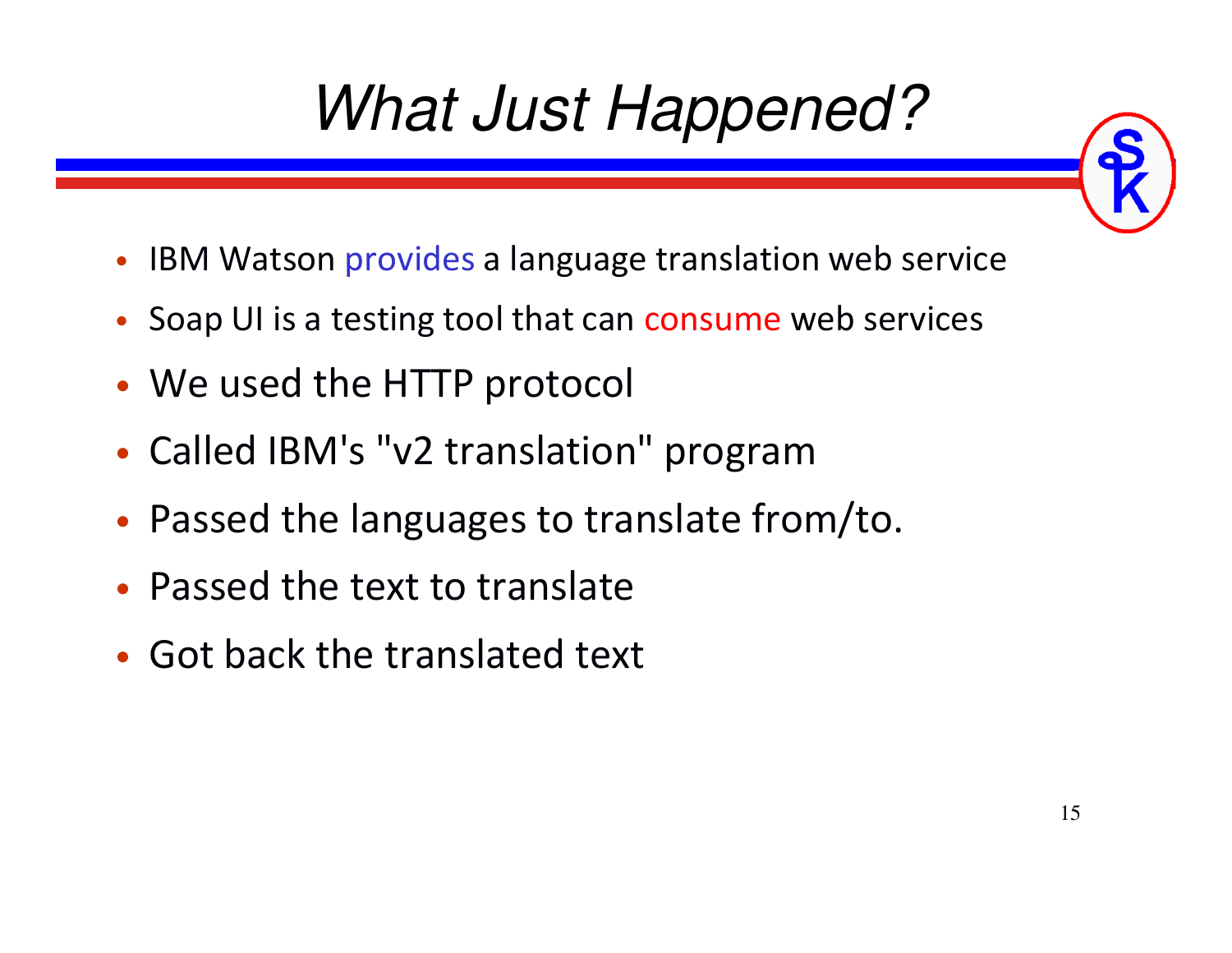# *What Just Happened?*

- IBM Watson provides a language translation web service
- Soap UI is a testing tool that can consume web services
- We used the HTTP protocol
- Called IBM's "v2 translation" program
- Passed the languages to translate from/to.
- Passed the text to translate
- Got back the translated text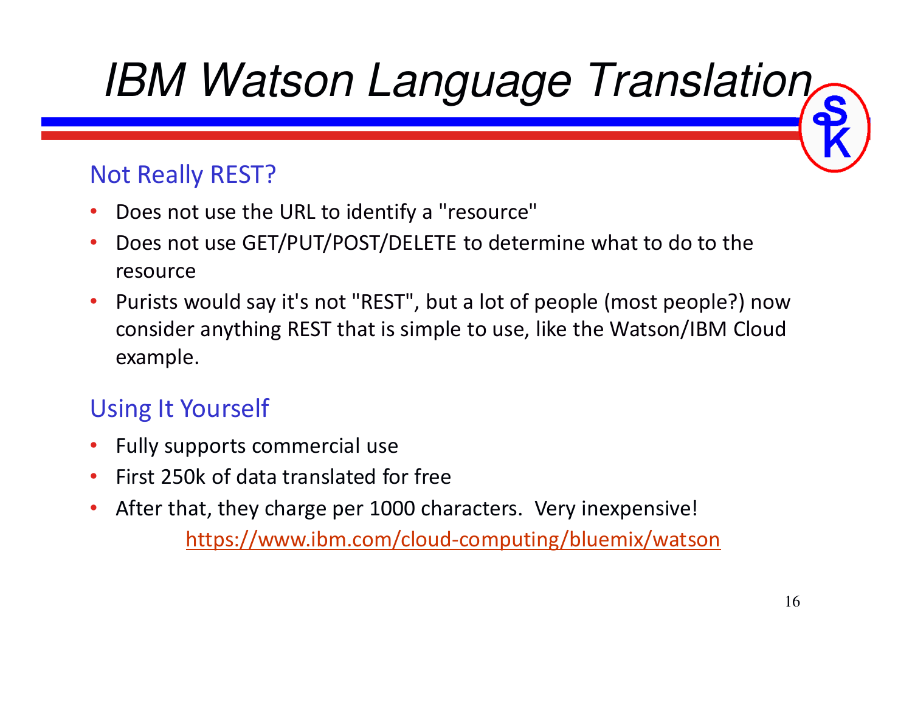# IBM Watson Language Translation

## Not Really REST?

- Does not use the URL to identify a "resource"
- Does not use GET/PUT/POST/DELETE to determine what to do to the resource
- Purists would say it's not "REST", but a lot of people (most people?) now consider anything REST that is simple to use, like the Watson/IBM Cloud example.

## Using It Yourself

- Fully supports commercial use
- First 250k of data translated for free
- After that, they charge per 1000 characters. Very inexpensive!

https://www.ibm.com/cloud-computing/bluemix/watson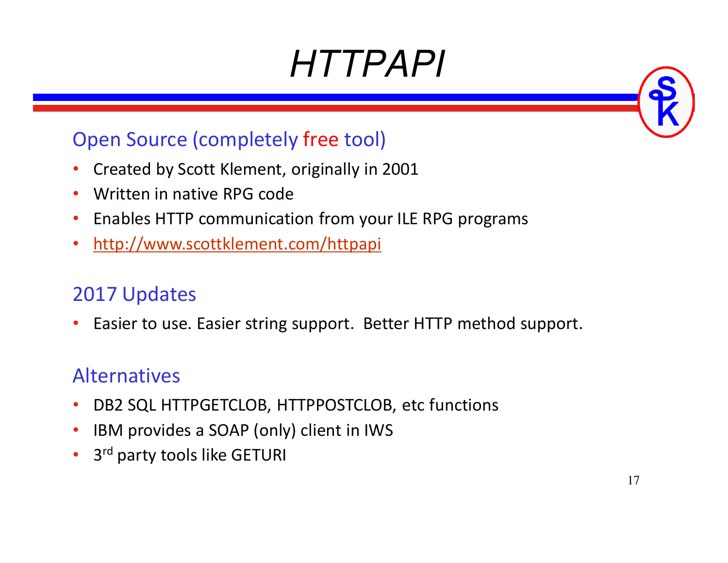# *HTTPAPI*

## Open Source (completely free tool)

- Created by Scott Klement, originally in 2001
- Written in native RPG code
- Enables HTTP communication from your ILE RPG programs
- http://www.scottklement.com/httpapi

## 2017 Updates

- Easier to use. Easier string support. Better HTTP method support.

## Alternatives

- DB2 SQL HTTPGETCLOB, HTTPPOSTCLOB, etc functions
- IBM provides a SOAP (only) client in IWS
- 3rd party tools like GETURI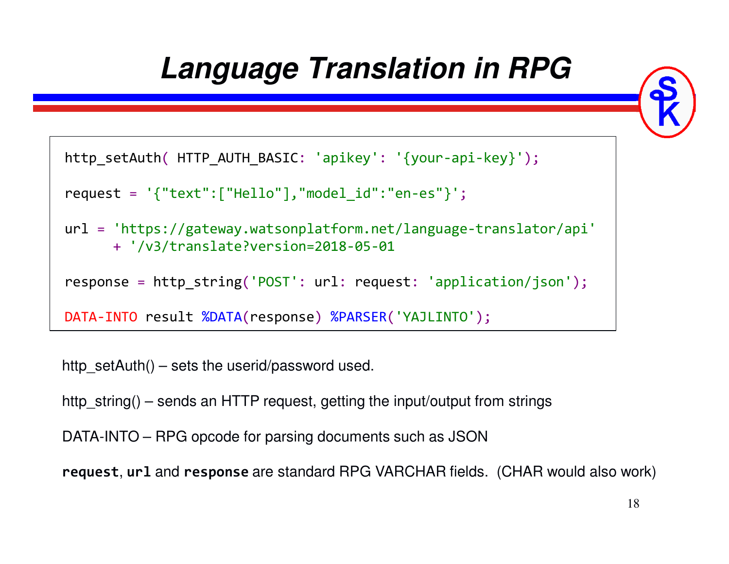# Language Translation in RPG

```
http_setAuth( HTTP_AUTH_BASIC: 'apikey': '{your-api-key}');

request = '{"text":["Hello"],"model_id":"en-es"}';

url = 'https://gateway.watsonplatform.net/language-translator/api'
      + '/v3/translate?version=2018-05-01

response = http_string('POST': url: request: 'application/json');

DATA-INTO result %DATA(response) %PARSER('YAJLINTO');
```

http_setAuth() – sets the userid/password used.

http_string() – sends an HTTP request, getting the input/output from strings

DATA-INTO – RPG opcode for parsing documents such as JSON

**request**, **url** and **response** are standard RPG VARCHAR fields. (CHAR would also work)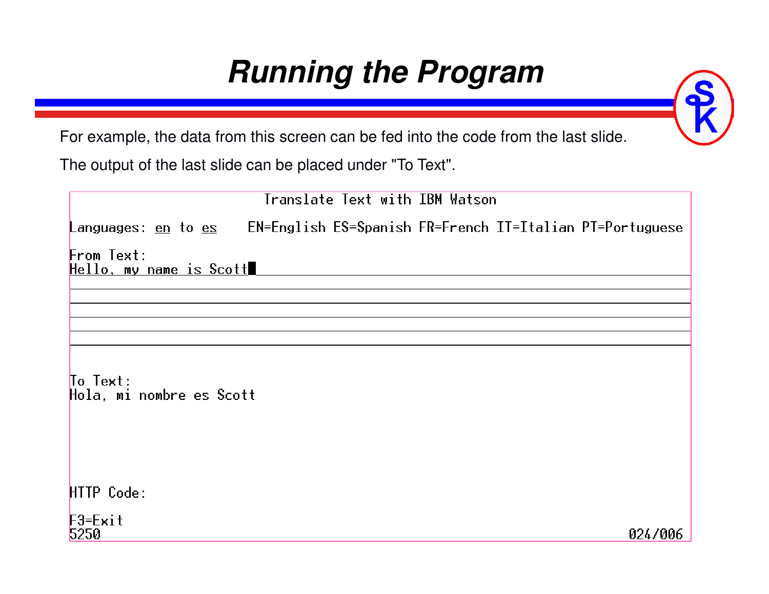# Running the Program

For example, the data from this screen can be fed into the code from the last slide.

The output of the last slide can be placed under "To Text".

```
                          Translate Text with IBM Watson

Languages: en to es    EN=English ES=Spanish FR=French IT=Italian PT=Portuguese

From Text:
Hello, my name is Scott






To Text:
Hola, mi nombre es Scott





HTTP Code:

F3=Exit
5250                                                                    024/006
```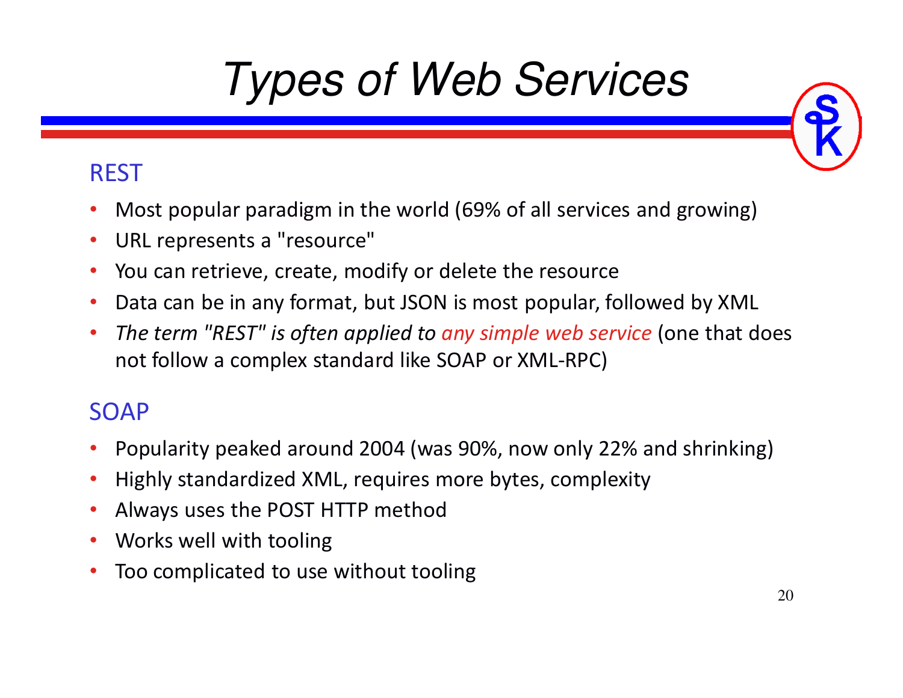# Types of Web Services

## REST

- Most popular paradigm in the world (69% of all services and growing)
- URL represents a "resource"
- You can retrieve, create, modify or delete the resource
- Data can be in any format, but JSON is most popular, followed by XML
- *The term "REST" is often applied to any simple web service* (one that does not follow a complex standard like SOAP or XML-RPC)

## SOAP

- Popularity peaked around 2004 (was 90%, now only 22% and shrinking)
- Highly standardized XML, requires more bytes, complexity
- Always uses the POST HTTP method
- Works well with tooling
- Too complicated to use without tooling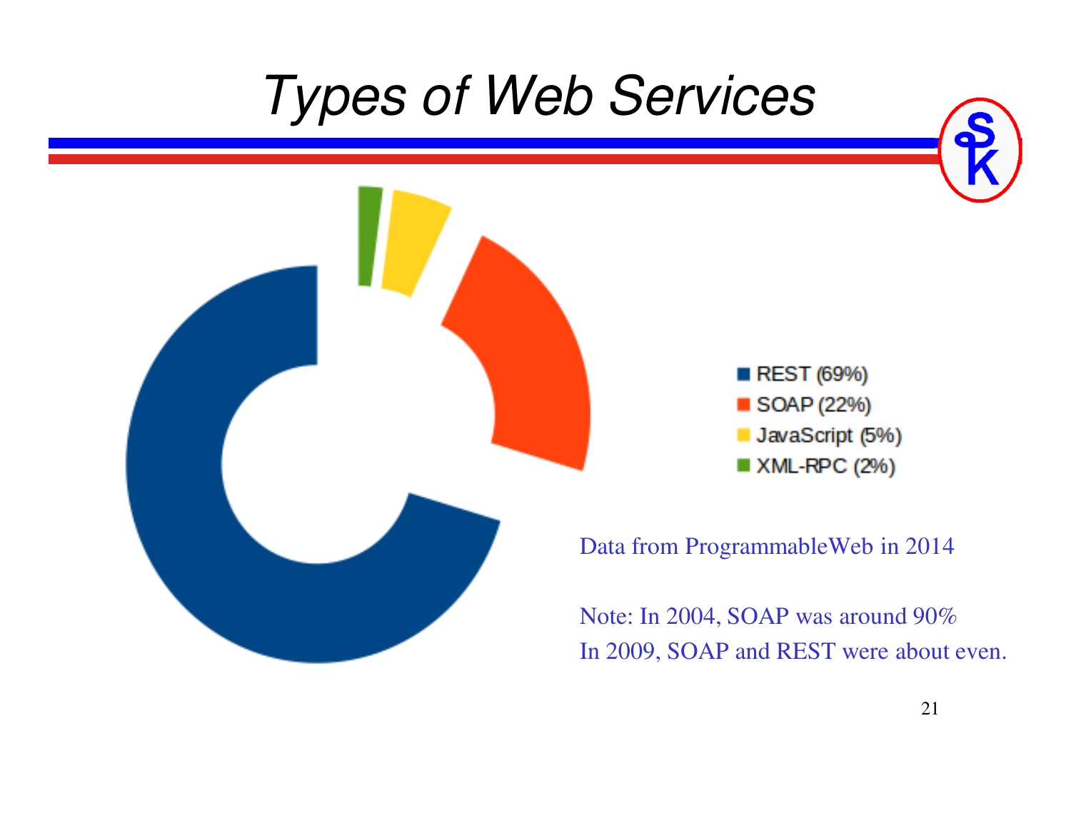# *Types of Web Services*

- REST (69%)
- SOAP (22%)
- JavaScript (5%)
- XML-RPC (2%)

Data from ProgrammableWeb in 2014

Note: In 2004, SOAP was around 90%
In 2009, SOAP and REST were about even.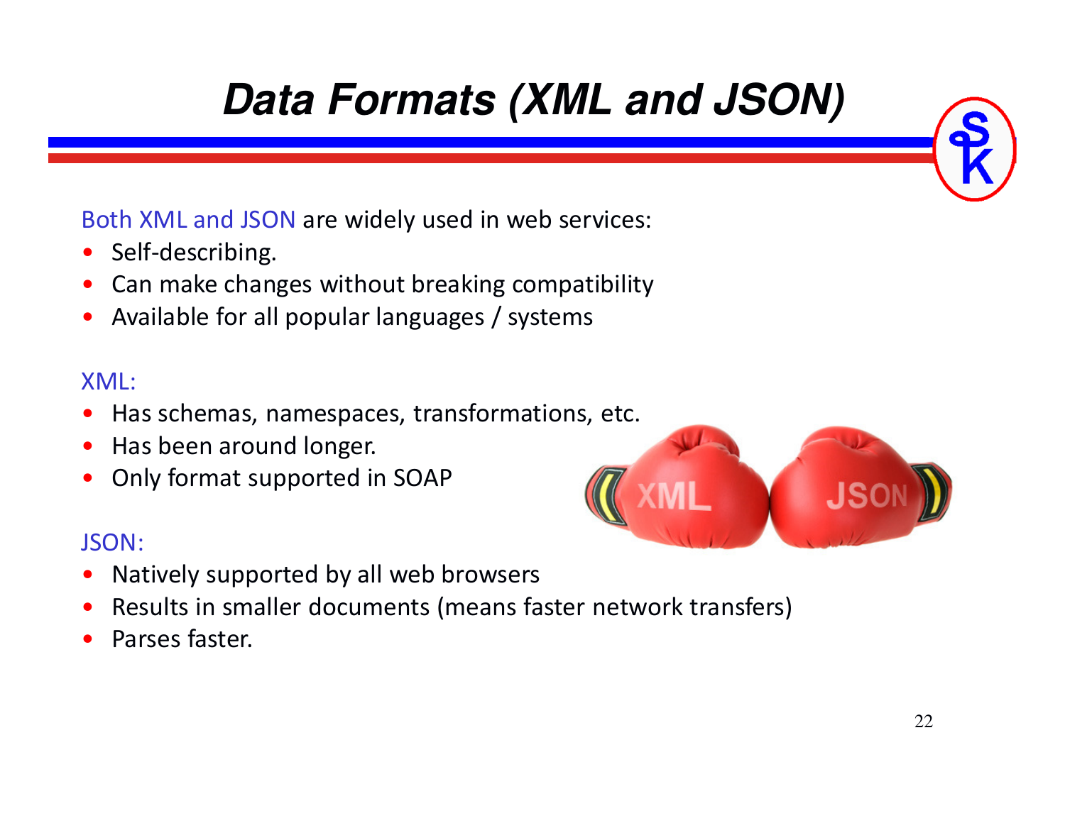# Data Formats (XML and JSON)

Both XML and JSON are widely used in web services:

- Self-describing.
- Can make changes without breaking compatibility
- Available for all popular languages / systems

XML:

- Has schemas, namespaces, transformations, etc.
- Has been around longer.
- Only format supported in SOAP

JSON:

- Natively supported by all web browsers
- Results in smaller documents (means faster network transfers)
- Parses faster.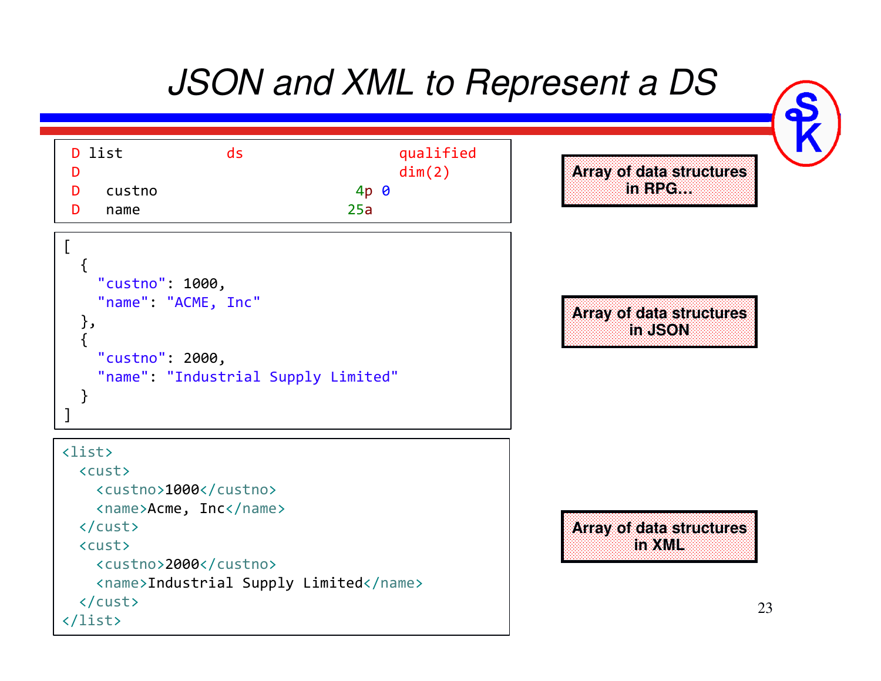# JSON and XML to Represent a DS

```
D list            ds                  qualified
D                                     dim(2)
D   custno                        4p 0
D   name                         25a
```

**Array of data structures in RPG...**

```
[
  {
    "custno": 1000,
    "name": "ACME, Inc"
  },
  {
    "custno": 2000,
    "name": "Industrial Supply Limited"
  }
]
```

**Array of data structures in JSON**

```
<list>
  <cust>
    <custno>1000</custno>
    <name>Acme, Inc</name>
  </cust>
  <cust>
    <custno>2000</custno>
    <name>Industrial Supply Limited</name>
  </cust>
</list>
```

**Array of data structures in XML**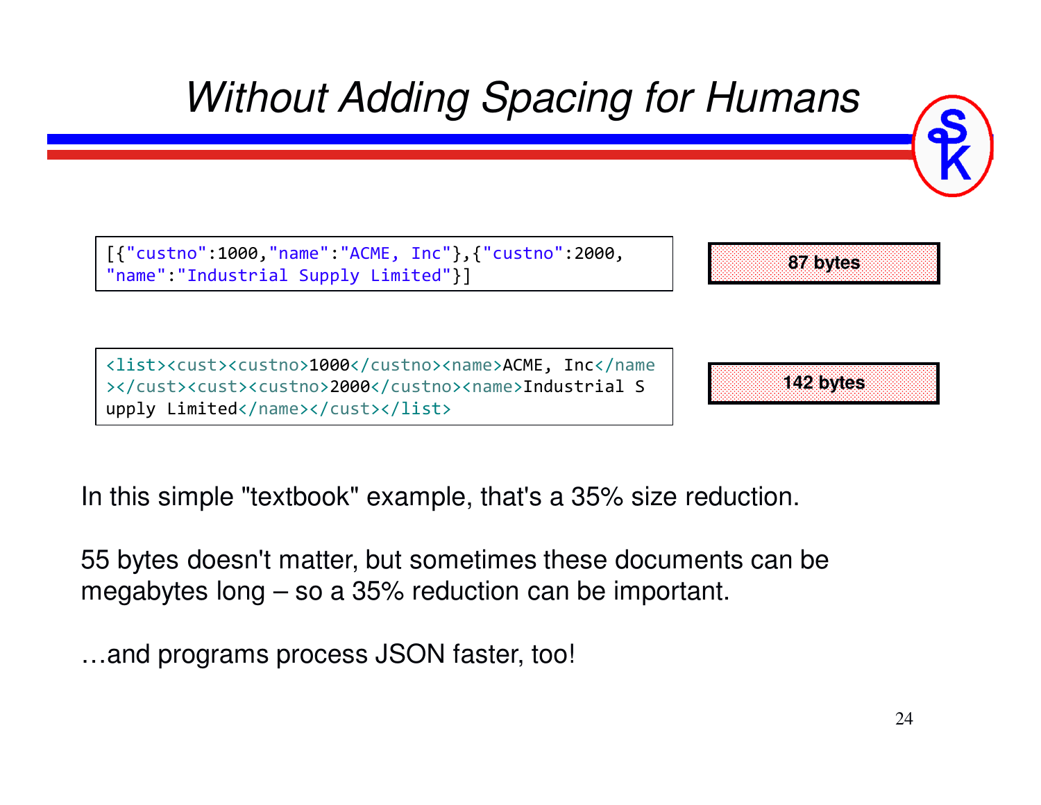# Without Adding Spacing for Humans

```
[{"custno":1000,"name":"ACME, Inc"},{"custno":2000,
"name":"Industrial Supply Limited"}]
```

**87 bytes**

```
<list><cust><custno>1000</custno><name>ACME, Inc</name
></cust><cust><custno>2000</custno><name>Industrial S
upply Limited</name></cust></list>
```

**142 bytes**

In this simple "textbook" example, that's a 35% size reduction.

55 bytes doesn't matter, but sometimes these documents can be megabytes long – so a 35% reduction can be important.

…and programs process JSON faster, too!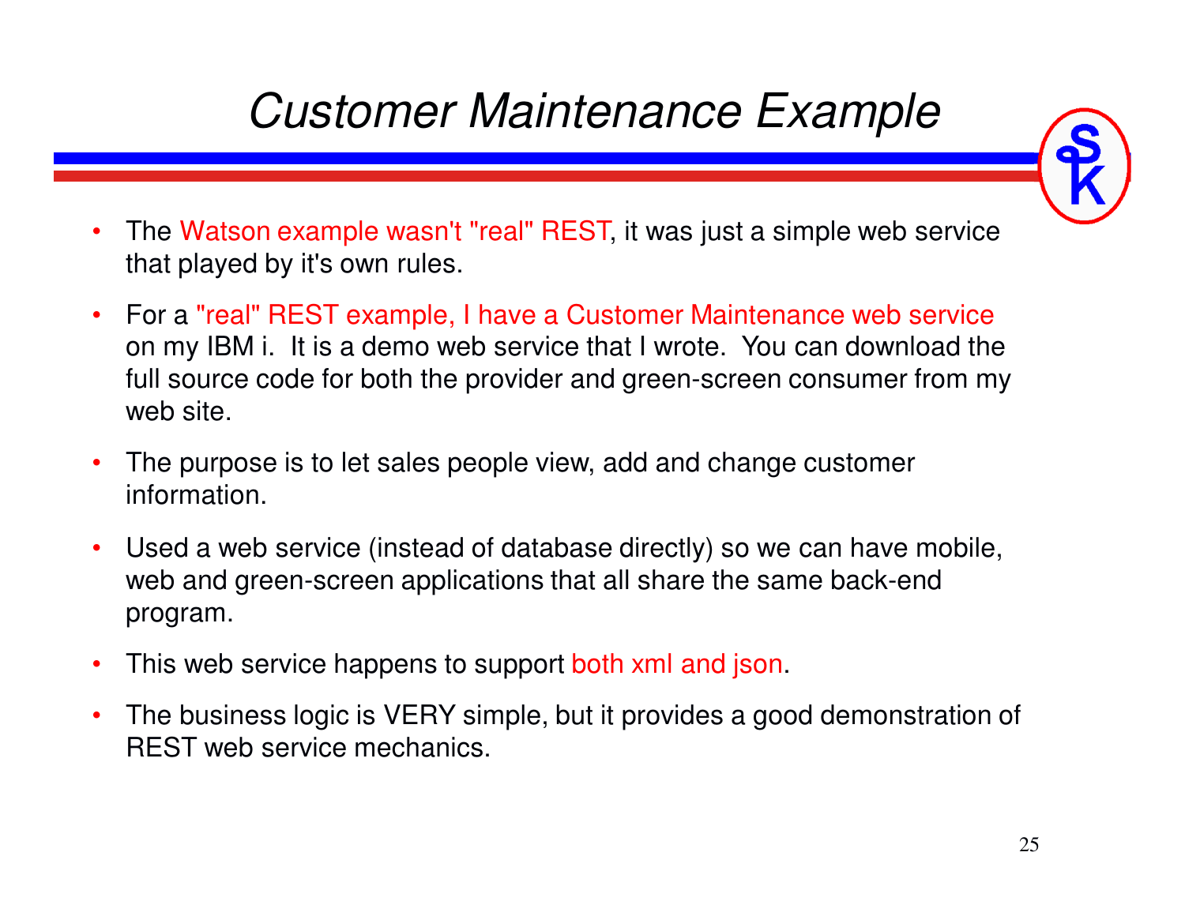# Customer Maintenance Example

- The Watson example wasn't "real" REST, it was just a simple web service that played by it's own rules.
- For a "real" REST example, I have a Customer Maintenance web service on my IBM i. It is a demo web service that I wrote. You can download the full source code for both the provider and green-screen consumer from my web site.
- The purpose is to let sales people view, add and change customer information.
- Used a web service (instead of database directly) so we can have mobile, web and green-screen applications that all share the same back-end program.
- This web service happens to support both xml and json.
- The business logic is VERY simple, but it provides a good demonstration of REST web service mechanics.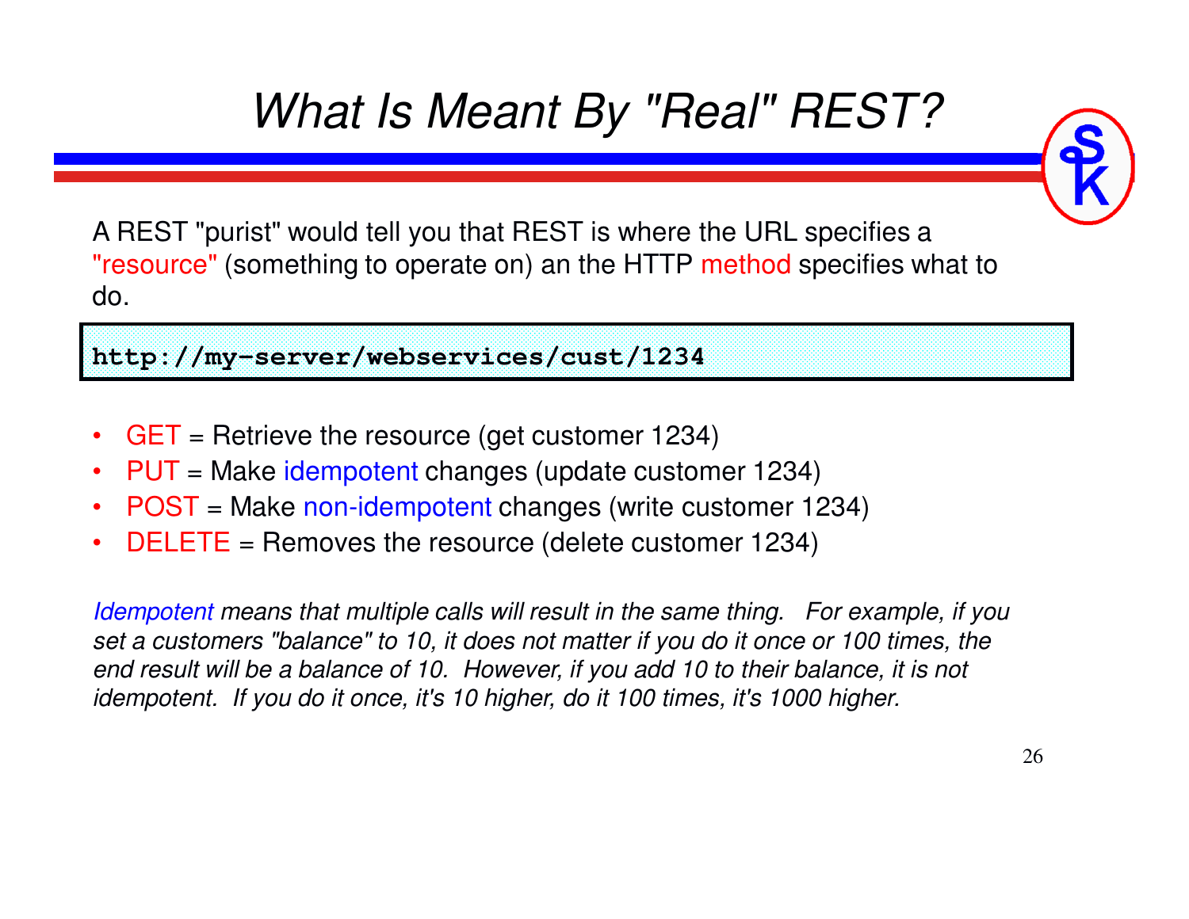# *What Is Meant By "Real" REST?*

A REST "purist" would tell you that REST is where the URL specifies a "resource" (something to operate on) an the HTTP method specifies what to do.

```
http://my-server/webservices/cust/1234
```

- GET = Retrieve the resource (get customer 1234)
- PUT = Make idempotent changes (update customer 1234)
- POST = Make non-idempotent changes (write customer 1234)
- DELETE = Removes the resource (delete customer 1234)

*Idempotent means that multiple calls will result in the same thing. For example, if you set a customers "balance" to 10, it does not matter if you do it once or 100 times, the end result will be a balance of 10. However, if you add 10 to their balance, it is not idempotent. If you do it once, it's 10 higher, do it 100 times, it's 1000 higher.*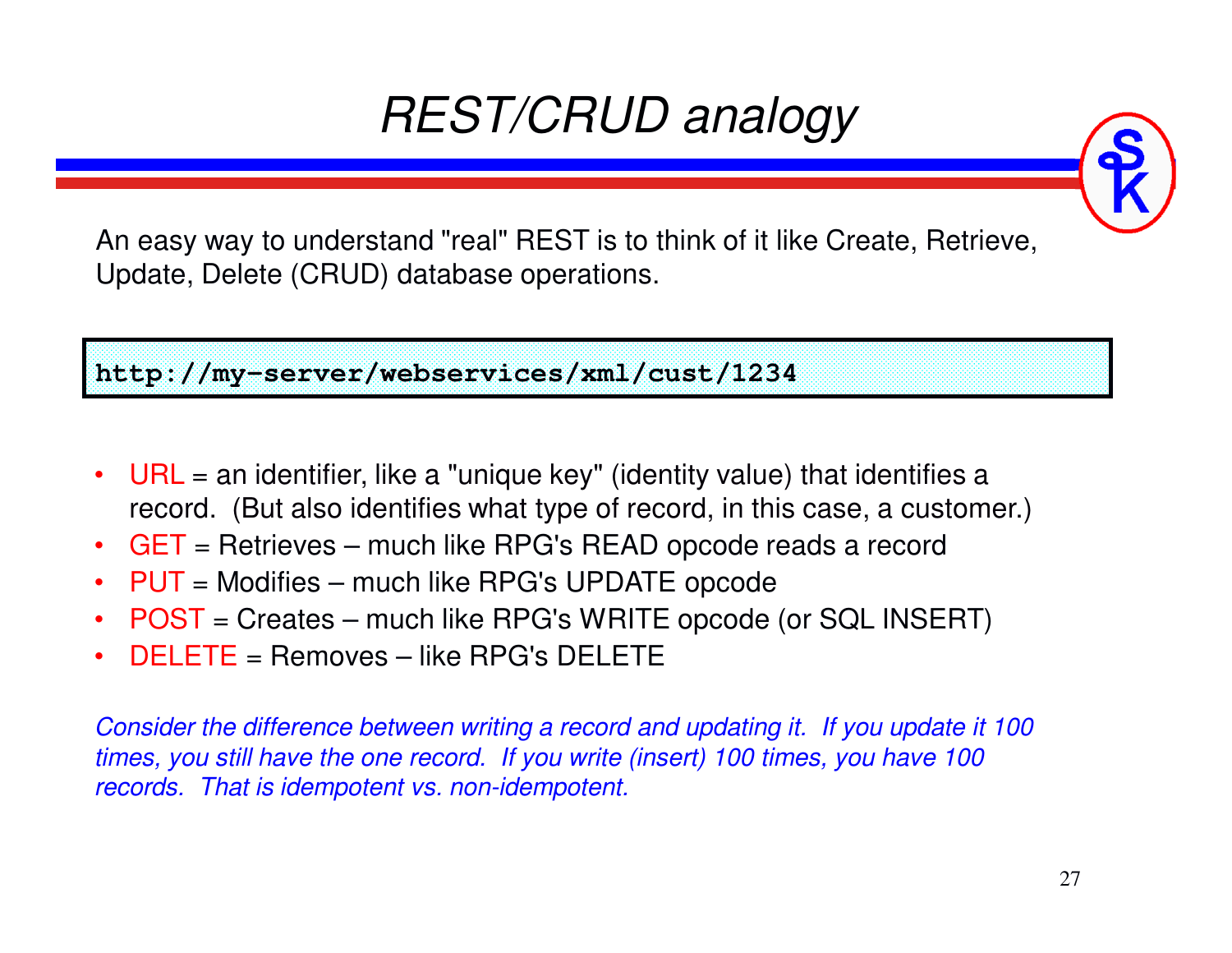# REST/CRUD analogy

An easy way to understand "real" REST is to think of it like Create, Retrieve, Update, Delete (CRUD) database operations.

```
http://my-server/webservices/xml/cust/1234
```

- URL = an identifier, like a "unique key" (identity value) that identifies a record. (But also identifies what type of record, in this case, a customer.)
- GET = Retrieves – much like RPG's READ opcode reads a record
- PUT = Modifies – much like RPG's UPDATE opcode
- POST = Creates – much like RPG's WRITE opcode (or SQL INSERT)
- DELETE = Removes – like RPG's DELETE

*Consider the difference between writing a record and updating it. If you update it 100 times, you still have the one record. If you write (insert) 100 times, you have 100 records. That is idempotent vs. non-idempotent.*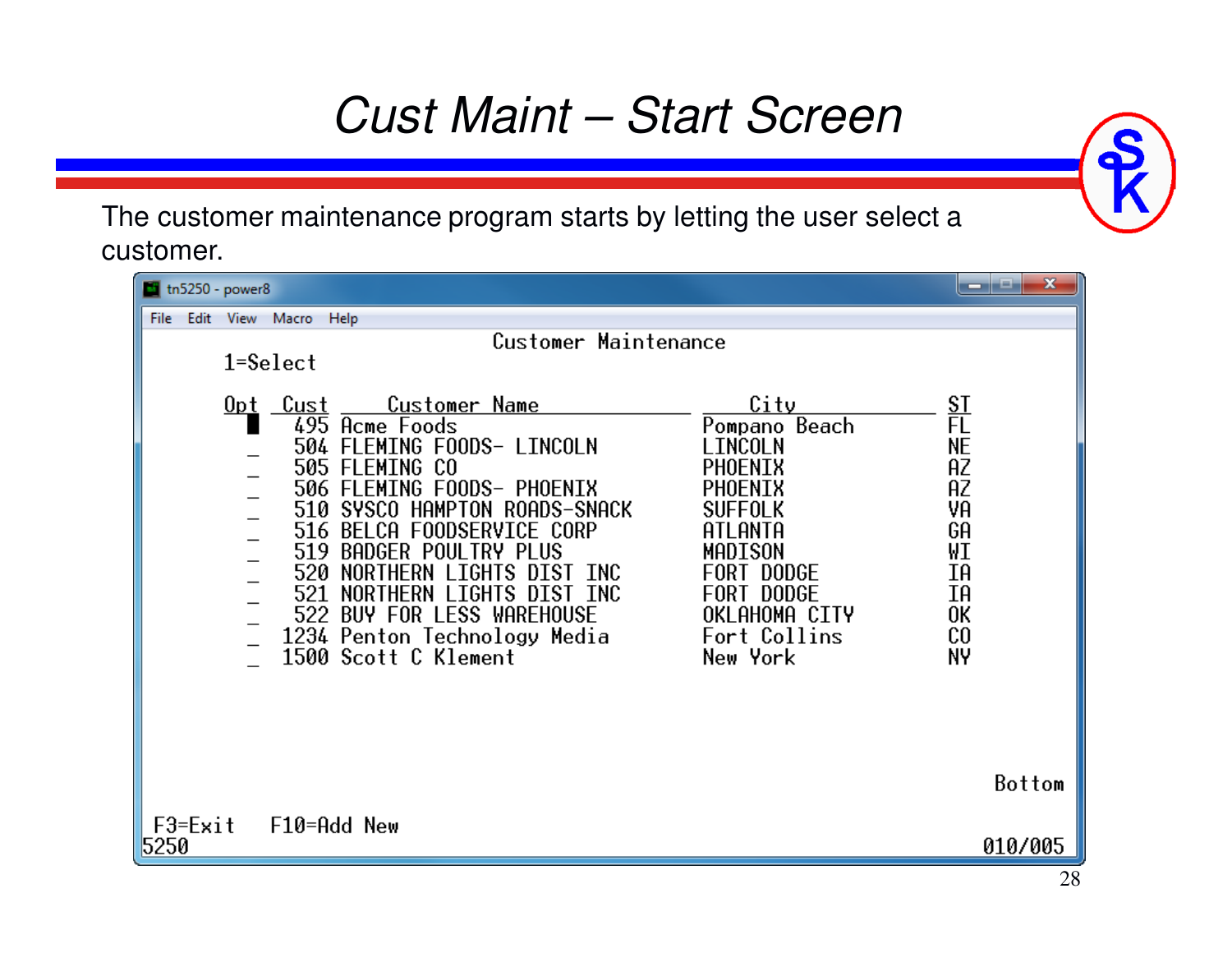# Cust Maint – Start Screen

The customer maintenance program starts by letting the user select a customer.

```
tn5250 - power8
File  Edit  View  Macro  Help
                              Customer Maintenance
      1=Select

      Opt  Cust   Customer Name                    City              ST
            495  Acme Foods                       Pompano Beach      FL
         _  504  FLEMING FOODS- LINCOLN           LINCOLN            NE
         _  505  FLEMING CO                       PHOENIX            AZ
         _  506  FLEMING FOODS- PHOENIX           PHOENIX            AZ
         _  510  SYSCO HAMPTON ROADS-SNACK        SUFFOLK            VA
         _  516  BELCA FOODSERVICE CORP           ATLANTA            GA
         _  519  BADGER POULTRY PLUS              MADISON            WI
         _  520  NORTHERN LIGHTS DIST INC         FORT DODGE         IA
         _  521  NORTHERN LIGHTS DIST INC         FORT DODGE         IA
         _  522  BUY FOR LESS WAREHOUSE           OKLAHOMA CITY      OK
         _ 1234  Penton Technology Media          Fort Collins       CO
         _ 1500  Scott C Klement                  New York           NY




                                                                        Bottom

 F3=Exit   F10=Add New
5250                                                                   010/005
```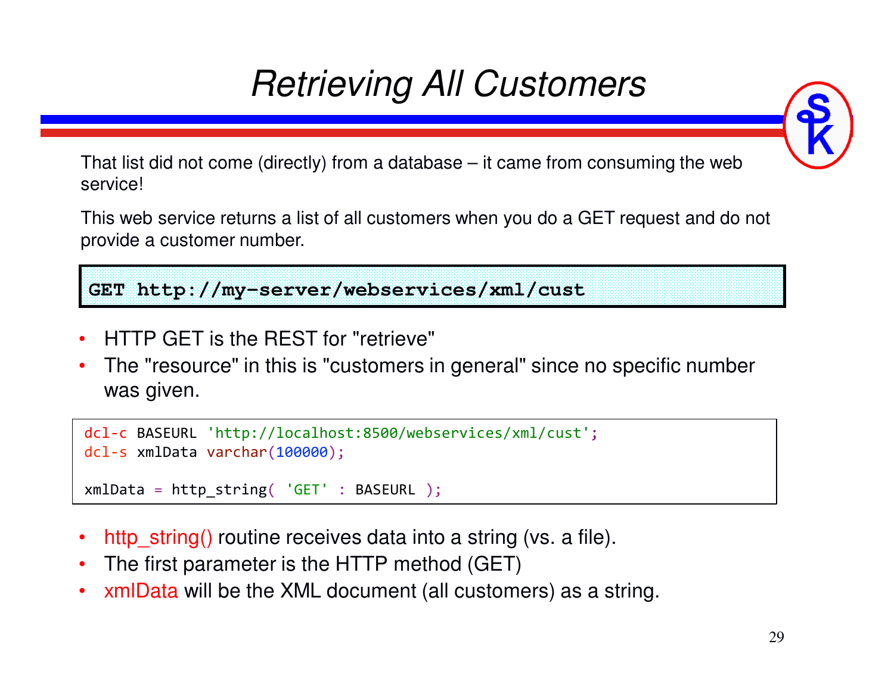# Retrieving All Customers

That list did not come (directly) from a database – it came from consuming the web service!

This web service returns a list of all customers when you do a GET request and do not provide a customer number.

```
GET http://my-server/webservices/xml/cust
```

- HTTP GET is the REST for "retrieve"
- The "resource" in this is "customers in general" since no specific number was given.

```
dcl-c BASEURL 'http://localhost:8500/webservices/xml/cust';
dcl-s xmlData varchar(100000);

xmlData = http_string( 'GET' : BASEURL );
```

- http_string() routine receives data into a string (vs. a file).
- The first parameter is the HTTP method (GET)
- xmlData will be the XML document (all customers) as a string.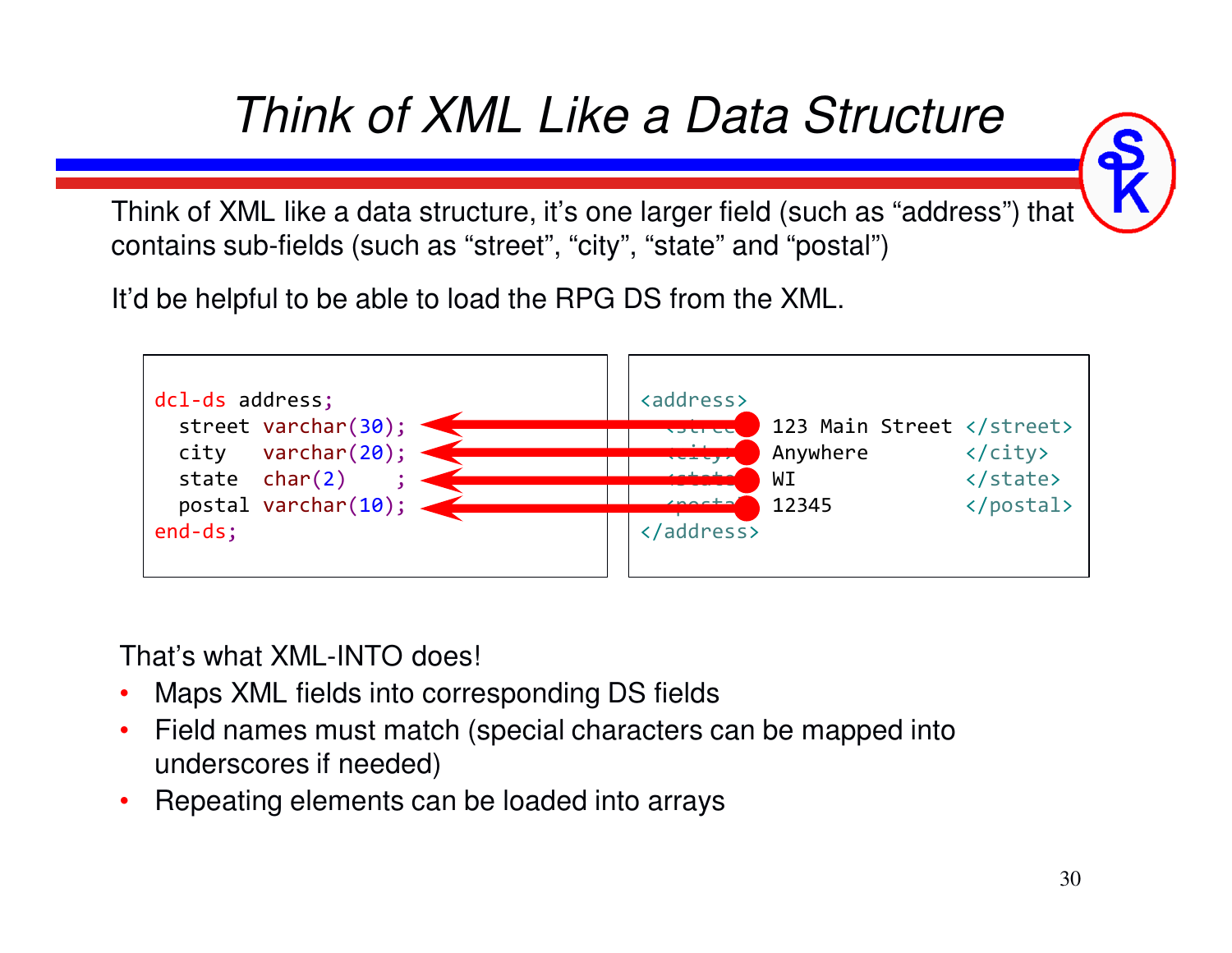# Think of XML Like a Data Structure

Think of XML like a data structure, it's one larger field (such as "address") that contains sub-fields (such as "street", "city", "state" and "postal")

It'd be helpful to be able to load the RPG DS from the XML.

```
dcl-ds address;
  street varchar(30);
  city   varchar(20);
  state  char(2)    ;
  postal varchar(10);
end-ds;
```

```
<address>
  <street> 123 Main Street </street>
  <city>   Anywhere        </city>
  <state>  WI              </state>
  <postal> 12345           </postal>
</address>
```

That's what XML-INTO does!

- Maps XML fields into corresponding DS fields
- Field names must match (special characters can be mapped into underscores if needed)
- Repeating elements can be loaded into arrays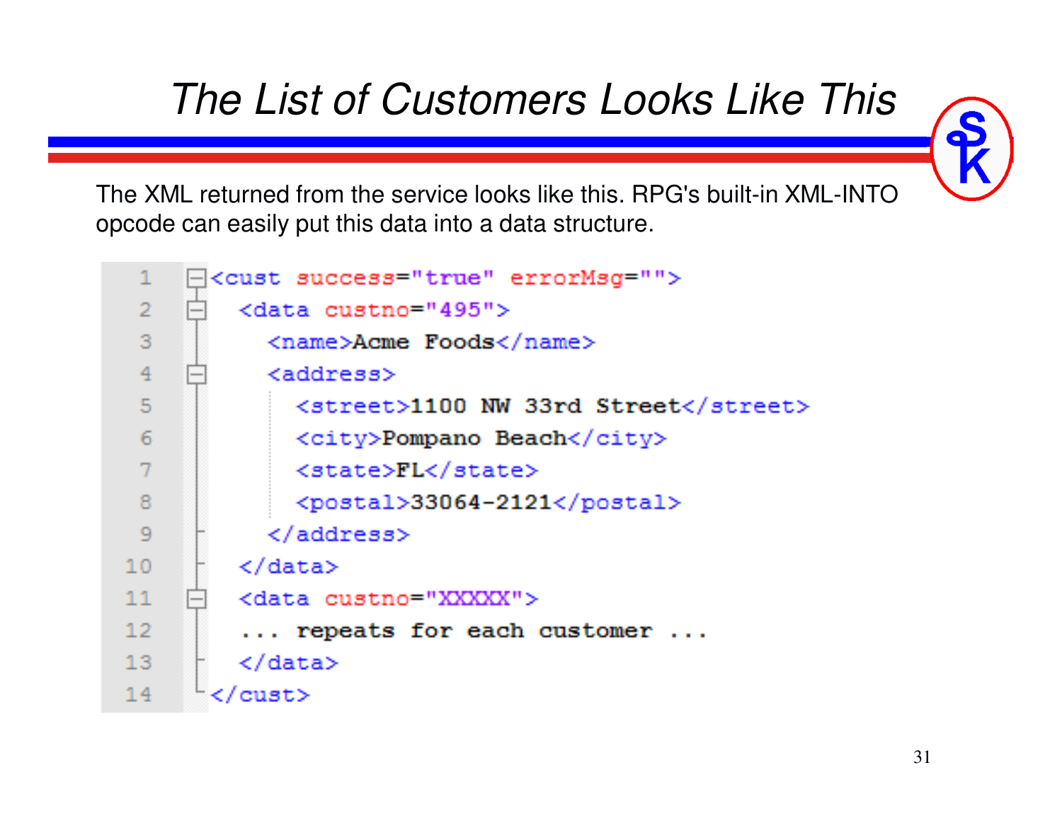# The List of Customers Looks Like This

The XML returned from the service looks like this. RPG's built-in XML-INTO opcode can easily put this data into a data structure.

```
<cust success="true" errorMsg="">
  <data custno="495">
    <name>Acme Foods</name>
    <address>
      <street>1100 NW 33rd Street</street>
      <city>Pompano Beach</city>
      <state>FL</state>
      <postal>33064-2121</postal>
    </address>
  </data>
  <data custno="XXXXX">
  ... repeats for each customer ...
  </data>
</cust>
```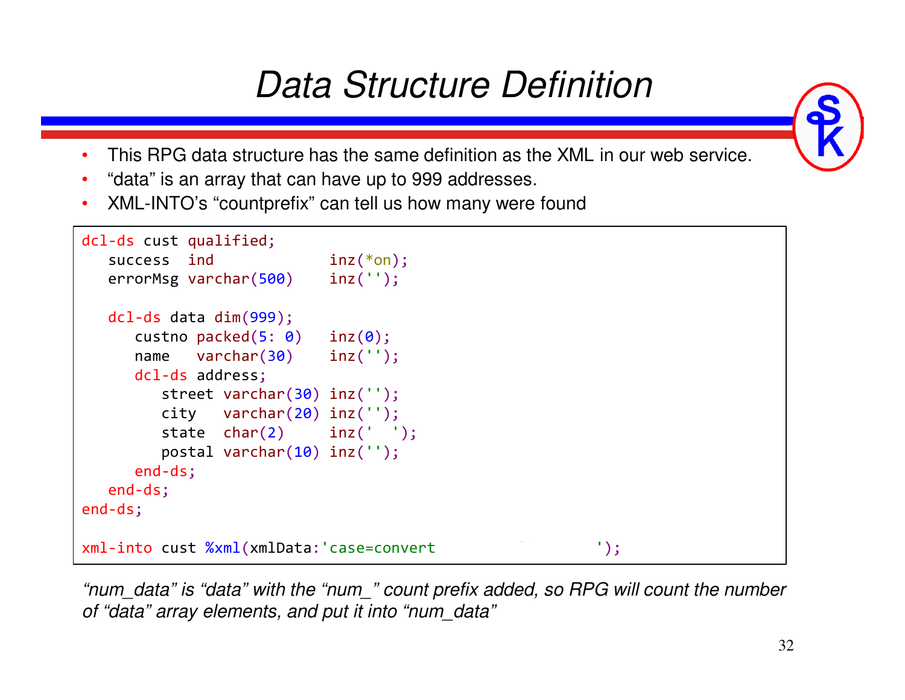# Data Structure Definition

- This RPG data structure has the same definition as the XML in our web service.
- “data” is an array that can have up to 999 addresses.
- XML-INTO’s “countprefix” can tell us how many were found

```
dcl-ds cust qualified;
   success  ind            inz(*on);
   errorMsg varchar(500)   inz('');

   dcl-ds data dim(999);
      custno packed(5: 0)   inz(0);
      name   varchar(30)    inz('');
      dcl-ds address;
         street varchar(30) inz('');
         city   varchar(20) inz('');
         state  char(2)     inz('  ');
         postal varchar(10) inz('');
      end-ds;
   end-ds;
end-ds;

xml-into cust %xml(xmlData:'case=convert                ');
```

*“num_data” is “data” with the “num_” count prefix added, so RPG will count the number of “data” array elements, and put it into “num_data”*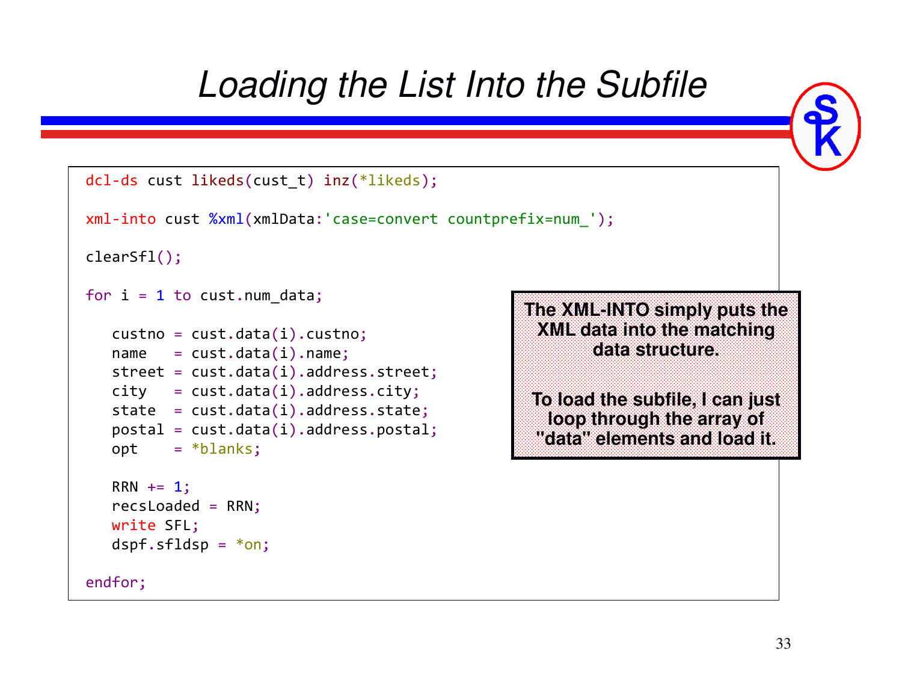# Loading the List Into the Subfile

```
dcl-ds cust likeds(cust_t) inz(*likeds);

xml-into cust %xml(xmlData:'case=convert countprefix=num_');

clearSfl();

for i = 1 to cust.num_data;

   custno = cust.data(i).custno;
   name   = cust.data(i).name;
   street = cust.data(i).address.street;
   city   = cust.data(i).address.city;
   state  = cust.data(i).address.state;
   postal = cust.data(i).address.postal;
   opt    = *blanks;

   RRN += 1;
   recsLoaded = RRN;
   write SFL;
   dspf.sfldsp = *on;

endfor;
```

**The XML-INTO simply puts the XML data into the matching data structure.**

**To load the subfile, I can just loop through the array of "data" elements and load it.**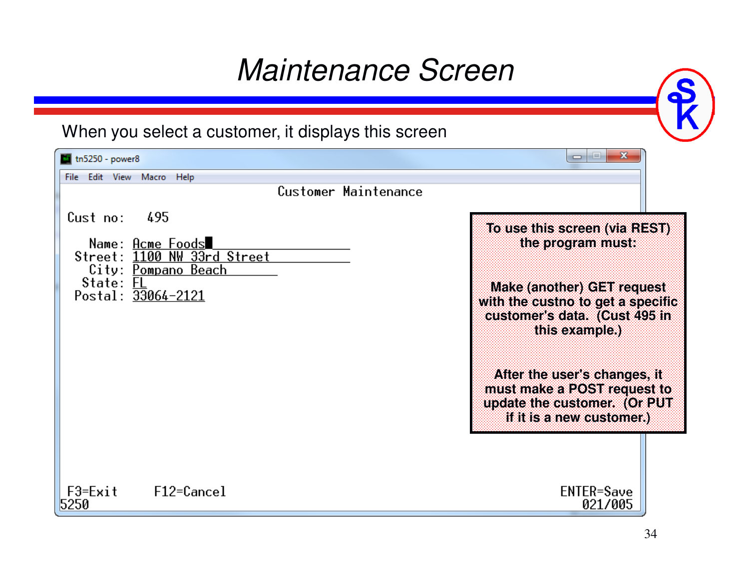# Maintenance Screen

When you select a customer, it displays this screen

```
tn5250 - power8
File  Edit  View  Macro  Help
                         Customer Maintenance

Cust no:    495

    Name: Acme Foods
  Street: 1100 NW 33rd Street
    City: Pompano Beach
   State: FL
  Postal: 33064-2121

F3=Exit      F12=Cancel                                      ENTER=Save
5250                                                            021/005
```

**To use this screen (via REST) the program must:**

**Make (another) GET request with the custno to get a specific customer's data. (Cust 495 in this example.)**

**After the user's changes, it must make a POST request to update the customer. (Or PUT if it is a new customer.)**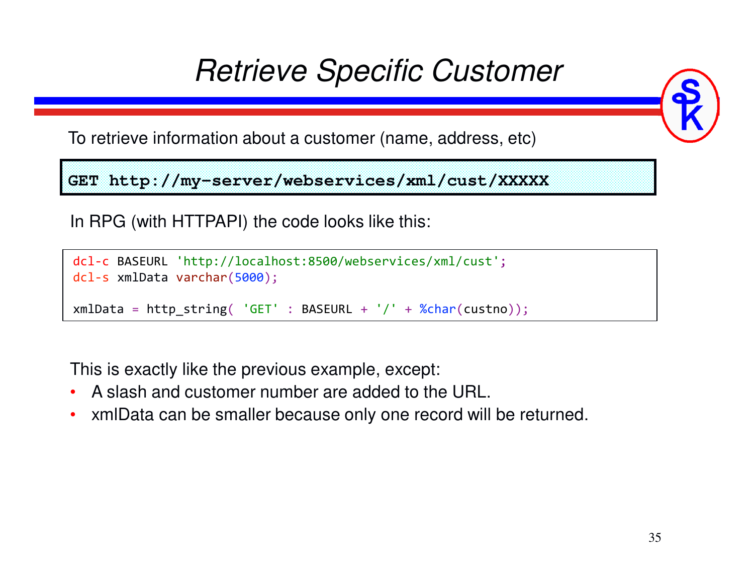# Retrieve Specific Customer

To retrieve information about a customer (name, address, etc)

```
GET http://my-server/webservices/xml/cust/XXXXX
```

In RPG (with HTTPAPI) the code looks like this:

```
dcl-c BASEURL 'http://localhost:8500/webservices/xml/cust';
dcl-s xmlData varchar(5000);

xmlData = http_string( 'GET' : BASEURL + '/' + %char(custno));
```

This is exactly like the previous example, except:

- A slash and customer number are added to the URL.
- xmlData can be smaller because only one record will be returned.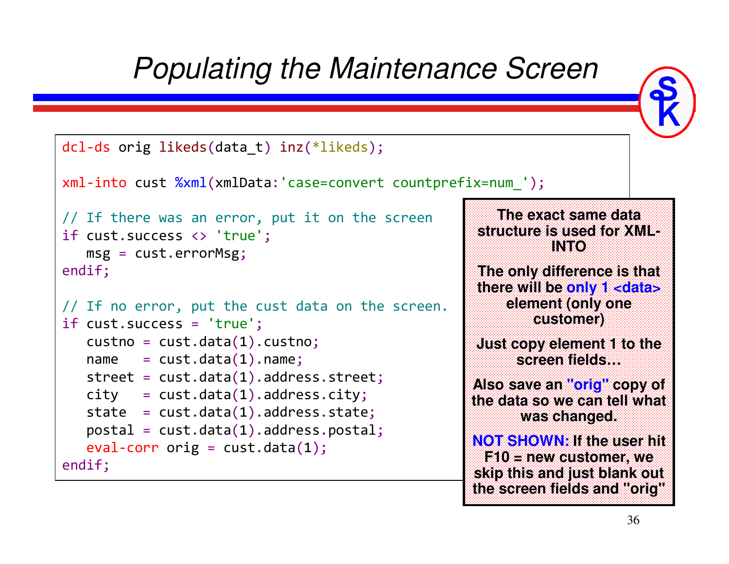# Populating the Maintenance Screen

```
dcl-ds orig likeds(data_t) inz(*likeds);

xml-into cust %xml(xmlData:'case=convert countprefix=num_');

// If there was an error, put it on the screen
if cust.success <> 'true';
   msg = cust.errorMsg;
endif;

// If no error, put the cust data on the screen.
if cust.success = 'true';
   custno = cust.data(1).custno;
   name   = cust.data(1).name;
   street = cust.data(1).address.street;
   city   = cust.data(1).address.city;
   state  = cust.data(1).address.state;
   postal = cust.data(1).address.postal;
   eval-corr orig = cust.data(1);
endif;
```

**The exact same data structure is used for XML-INTO**

**The only difference is that there will be only 1 <data> element (only one customer)**

**Just copy element 1 to the screen fields…**

**Also save an "orig" copy of the data so we can tell what was changed.**

**NOT SHOWN: If the user hit F10 = new customer, we skip this and just blank out the screen fields and "orig"**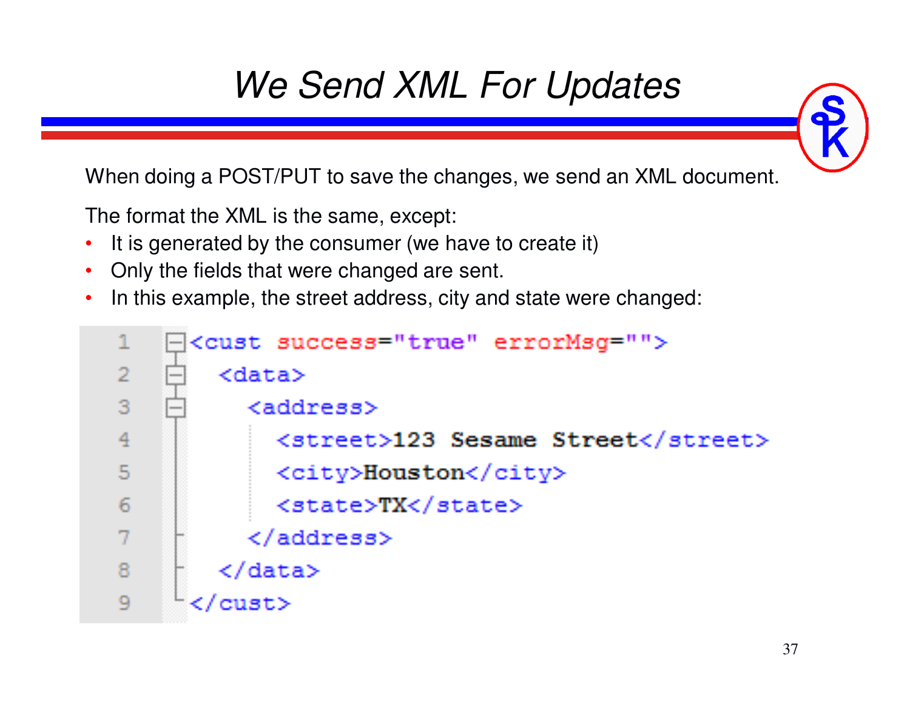# We Send XML For Updates

When doing a POST/PUT to save the changes, we send an XML document.

The format the XML is the same, except:

- It is generated by the consumer (we have to create it)
- Only the fields that were changed are sent.
- In this example, the street address, city and state were changed:

```
<cust success="true" errorMsg="">
  <data>
    <address>
      <street>123 Sesame Street</street>
      <city>Houston</city>
      <state>TX</state>
    </address>
  </data>
</cust>
```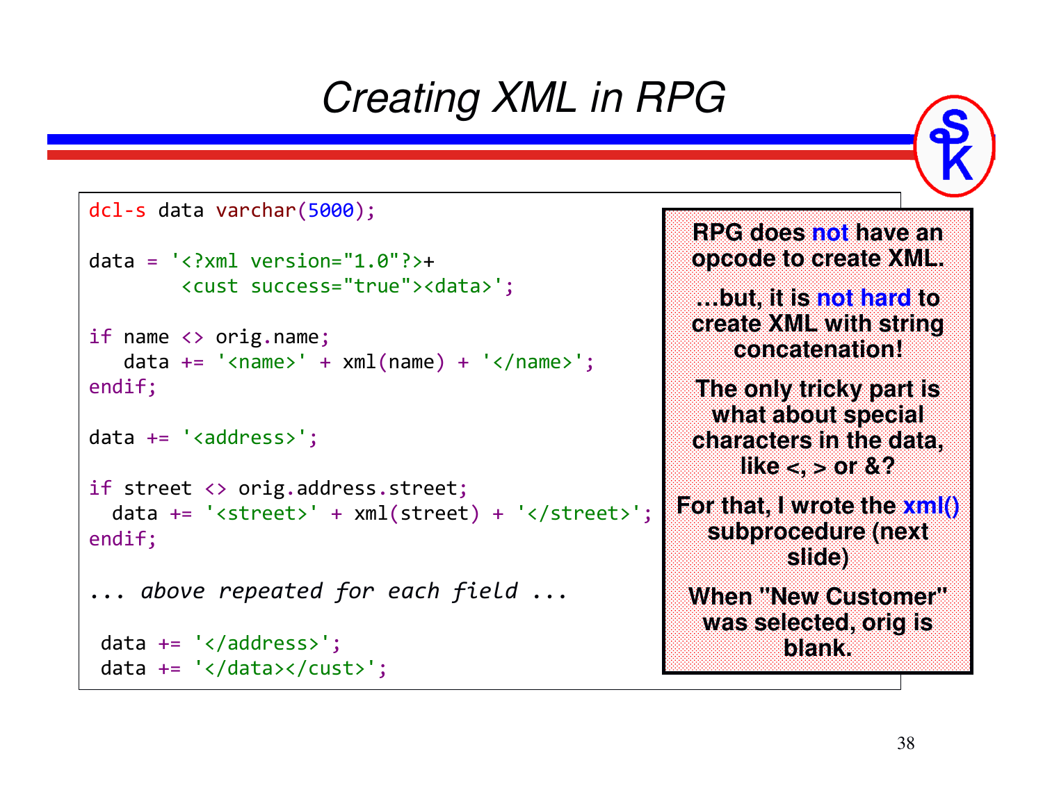# Creating XML in RPG

```
dcl-s data varchar(5000);

data = '<?xml version="1.0"?>+
        <cust success="true"><data>';

if name <> orig.name;
   data += '<name>' + xml(name) + '</name>';
endif;

data += '<address>';

if street <> orig.address.street;
  data += '<street>' + xml(street) + '</street>';
endif;

... above repeated for each field ...

 data += '</address>';
 data += '</data></cust>';
```

**RPG does not have an opcode to create XML.**

**...but, it is not hard to create XML with string concatenation!**

**The only tricky part is what about special characters in the data, like <, > or &?**

**For that, I wrote the xml() subprocedure (next slide)**

**When "New Customer" was selected, orig is blank.**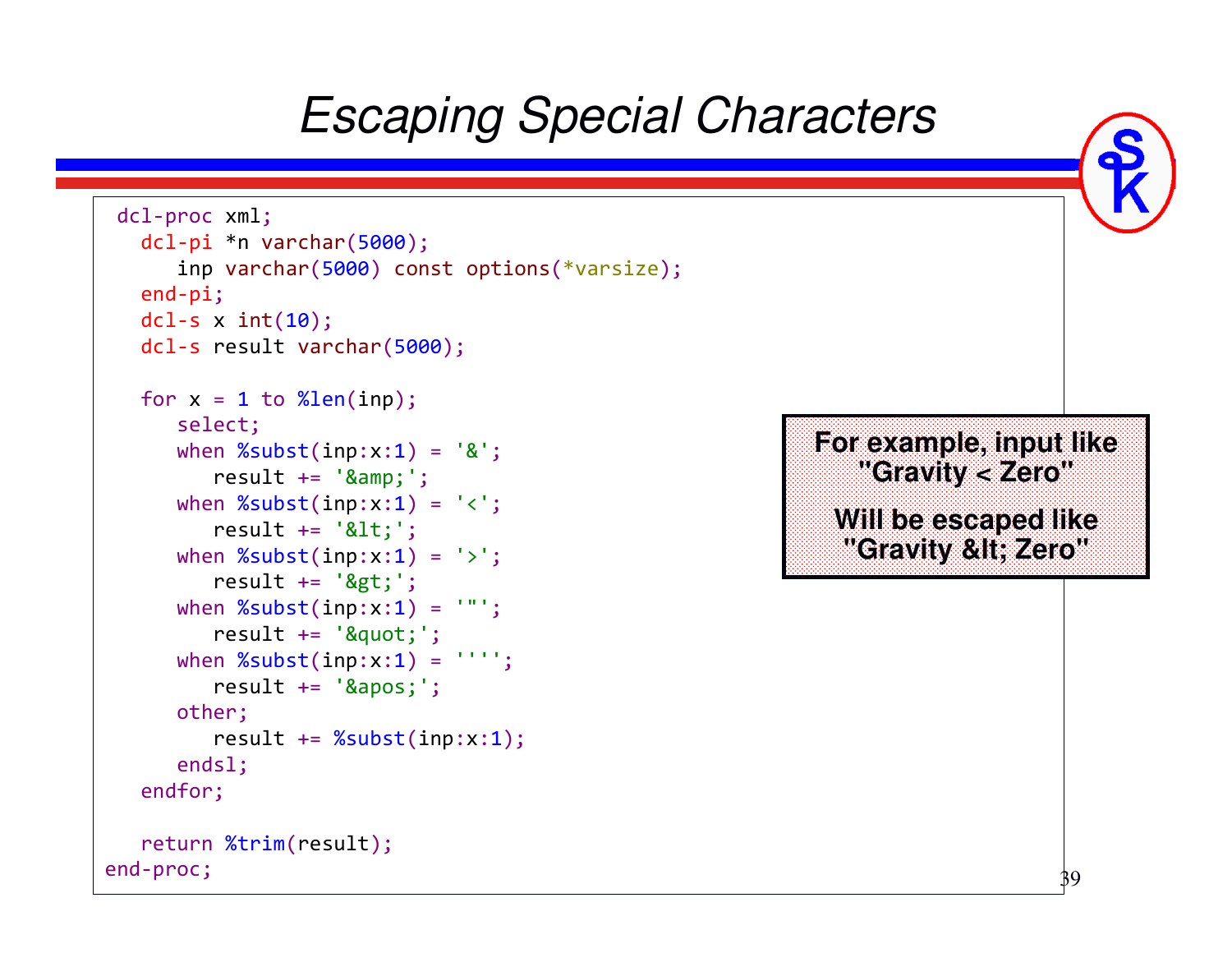# Escaping Special Characters

```
 dcl-proc xml;
   dcl-pi *n varchar(5000);
      inp varchar(5000) const options(*varsize);
   end-pi;
   dcl-s x int(10);
   dcl-s result varchar(5000);

   for x = 1 to %len(inp);
      select;
      when %subst(inp:x:1) = '&';
         result += '&amp;';
      when %subst(inp:x:1) = '<';
         result += '&lt;';
      when %subst(inp:x:1) = '>';
         result += '&gt;';
      when %subst(inp:x:1) = '"';
         result += '&quot;';
      when %subst(inp:x:1) = '''';
         result += '&apos;';
      other;
         result += %subst(inp:x:1);
      endsl;
   endfor;

   return %trim(result);
end-proc;
```

**For example, input like "Gravity < Zero"**

**Will be escaped like "Gravity &lt; Zero"**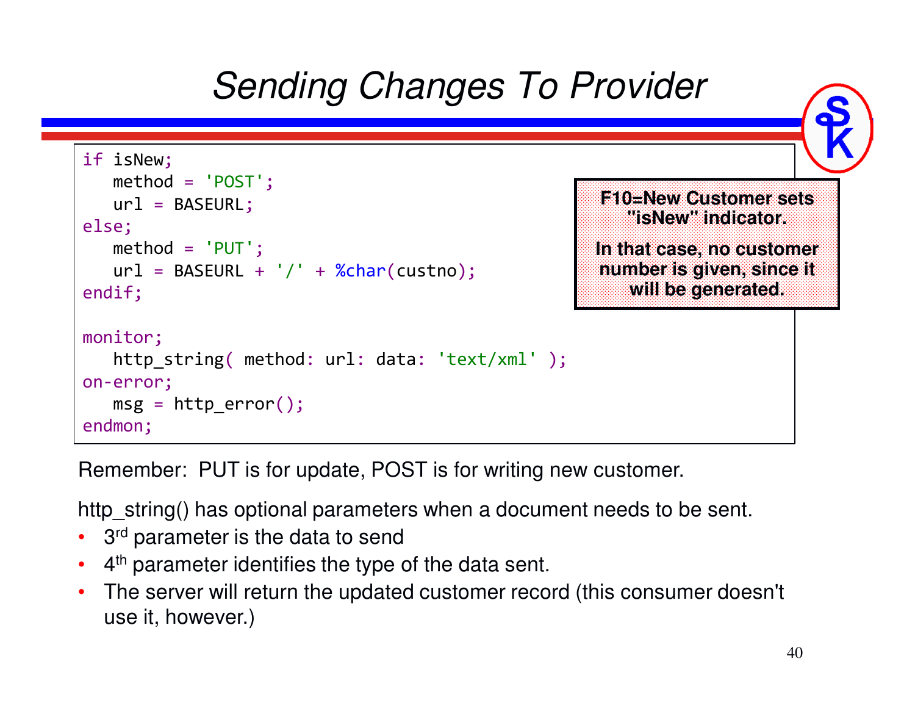# Sending Changes To Provider

```
if isNew;
   method = 'POST';
   url = BASEURL;
else;
   method = 'PUT';
   url = BASEURL + '/' + %char(custno);
endif;

monitor;
   http_string( method: url: data: 'text/xml' );
on-error;
   msg = http_error();
endmon;
```

**F10=New Customer sets "isNew" indicator.**

**In that case, no customer number is given, since it will be generated.**

Remember: PUT is for update, POST is for writing new customer.

http_string() has optional parameters when a document needs to be sent.

- 3rd parameter is the data to send
- 4th parameter identifies the type of the data sent.
- The server will return the updated customer record (this consumer doesn't use it, however.)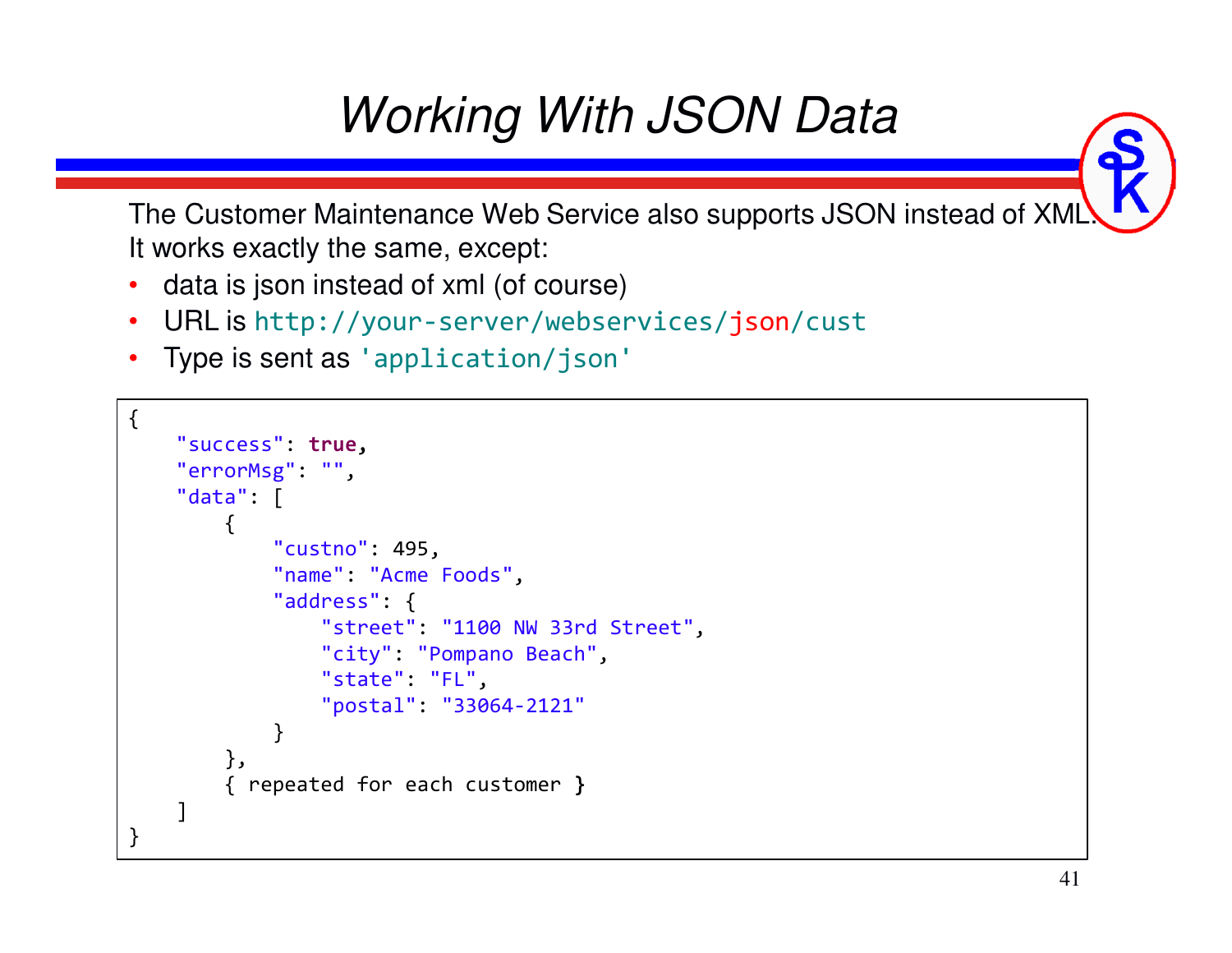# Working With JSON Data

The Customer Maintenance Web Service also supports JSON instead of XML. It works exactly the same, except:

- data is json instead of xml (of course)
- URL is `http://your-server/webservices/json/cust`
- Type is sent as `'application/json'`

```
{
    "success": true,
    "errorMsg": "",
    "data": [
        {
            "custno": 495,
            "name": "Acme Foods",
            "address": {
                "street": "1100 NW 33rd Street",
                "city": "Pompano Beach",
                "state": "FL",
                "postal": "33064-2121"
            }
        },
        { repeated for each customer }
    ]
}
```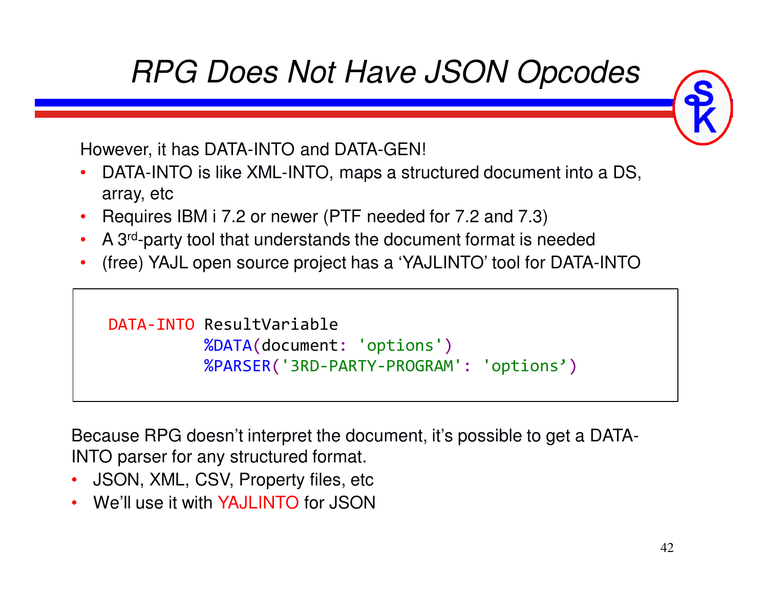# RPG Does Not Have JSON Opcodes

However, it has DATA-INTO and DATA-GEN!

- DATA-INTO is like XML-INTO, maps a structured document into a DS, array, etc
- Requires IBM i 7.2 or newer (PTF needed for 7.2 and 7.3)
- A 3rd-party tool that understands the document format is needed
- (free) YAJL open source project has a 'YAJLINTO' tool for DATA-INTO

```
DATA-INTO ResultVariable
          %DATA(document: 'options')
          %PARSER('3RD-PARTY-PROGRAM': 'options')
```

Because RPG doesn't interpret the document, it's possible to get a DATA-INTO parser for any structured format.

- JSON, XML, CSV, Property files, etc
- We'll use it with YAJLINTO for JSON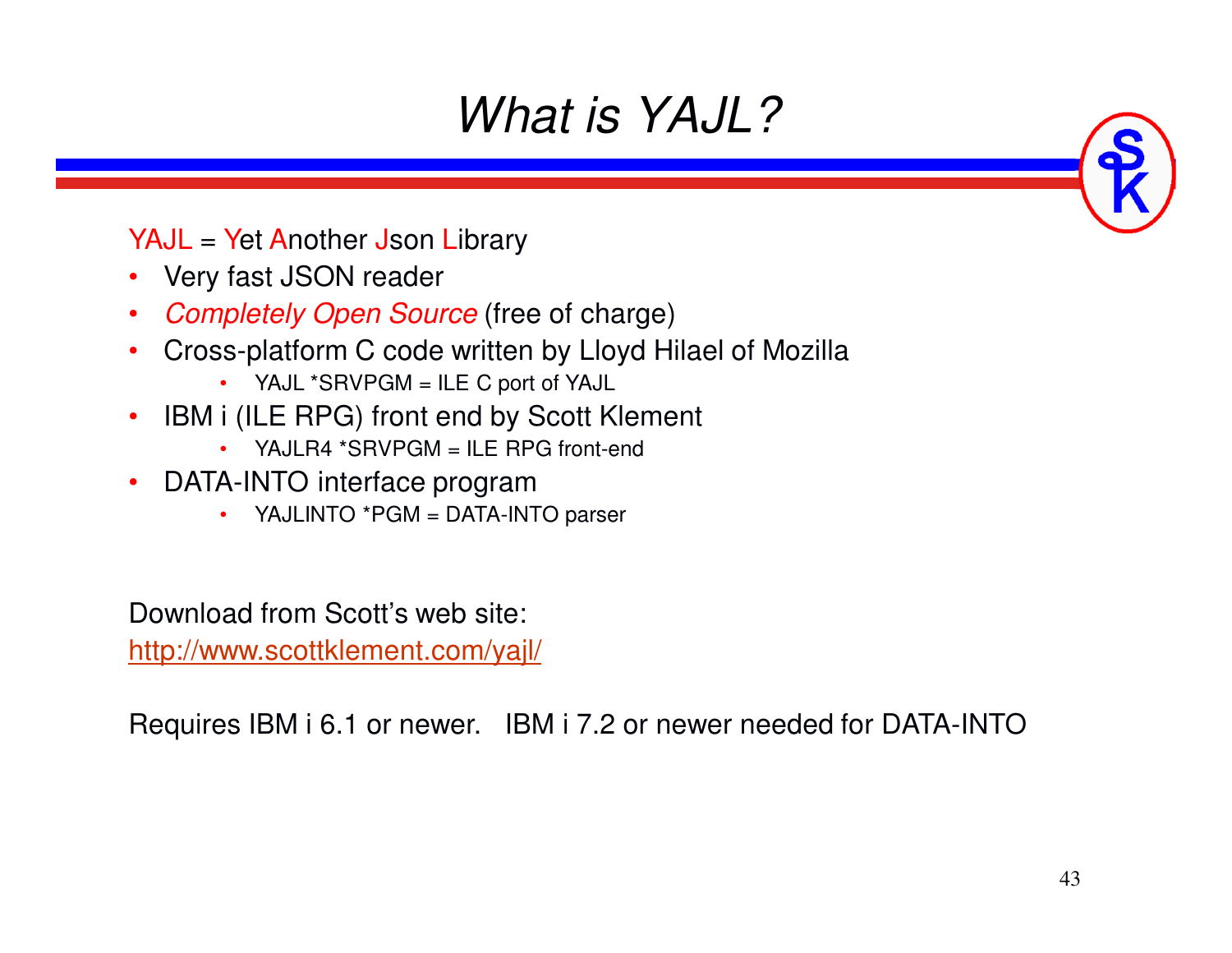# What is YAJL?

YAJL = Yet Another Json Library

- Very fast JSON reader
- *Completely Open Source* (free of charge)
- Cross-platform C code written by Lloyd Hilael of Mozilla
  - YAJL *SRVPGM = ILE C port of YAJL
- IBM i (ILE RPG) front end by Scott Klement
  - YAJLR4 *SRVPGM = ILE RPG front-end
- DATA-INTO interface program
  - YAJLINTO *PGM = DATA-INTO parser

Download from Scott's web site:
[http://www.scottklement.com/yajl/](http://www.scottklement.com/yajl/)

Requires IBM i 6.1 or newer. IBM i 7.2 or newer needed for DATA-INTO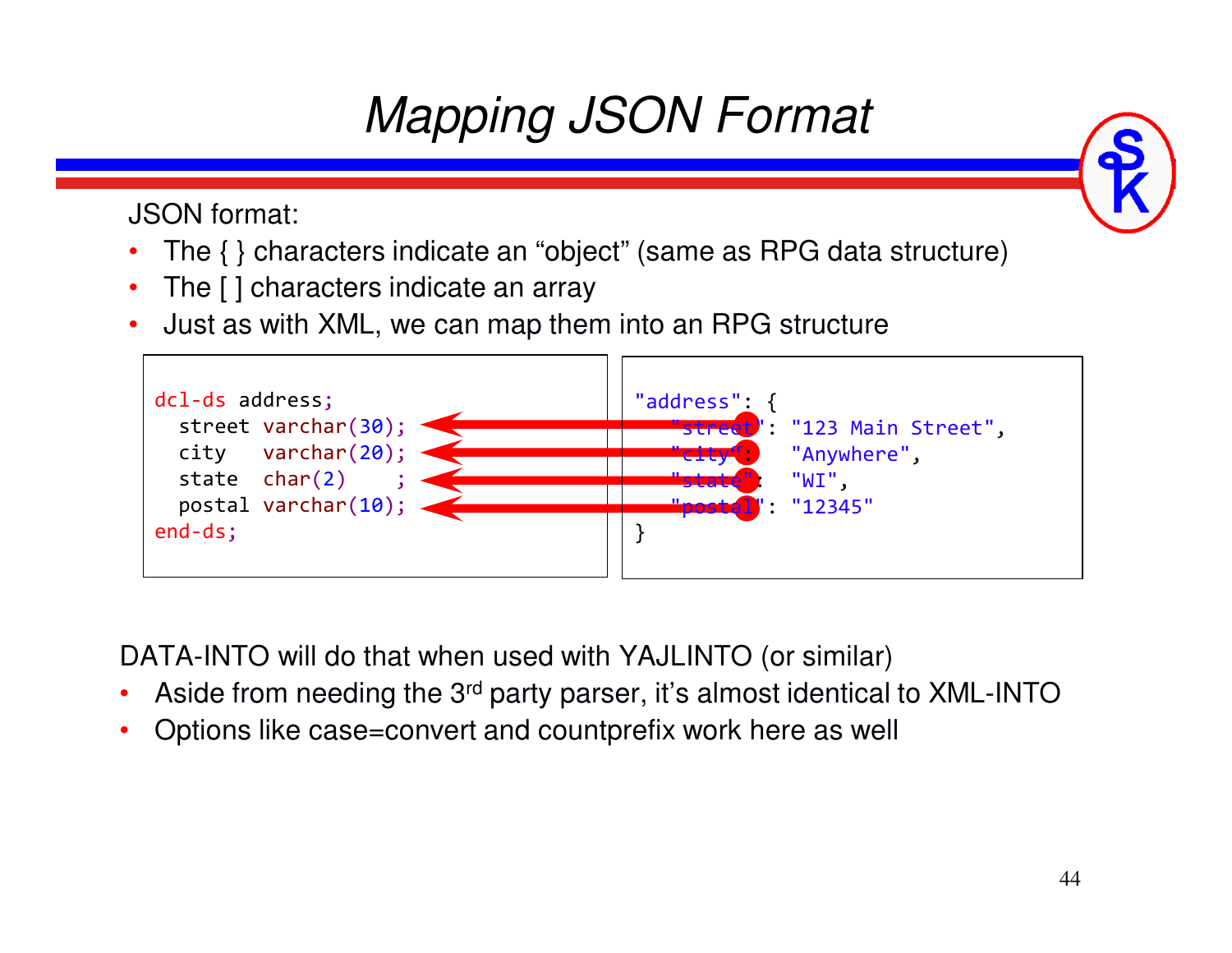# Mapping JSON Format

JSON format:

- The { } characters indicate an "object" (same as RPG data structure)
- The [ ] characters indicate an array
- Just as with XML, we can map them into an RPG structure

```
dcl-ds address;
  street varchar(30);
  city   varchar(20);
  state  char(2)    ;
  postal varchar(10);
end-ds;
```

```
"address": {
    "street": "123 Main Street",
    "city":   "Anywhere",
    "state":  "WI",
    "postal": "12345"
}
```

DATA-INTO will do that when used with YAJLINTO (or similar)

- Aside from needing the 3rd party parser, it's almost identical to XML-INTO
- Options like case=convert and countprefix work here as well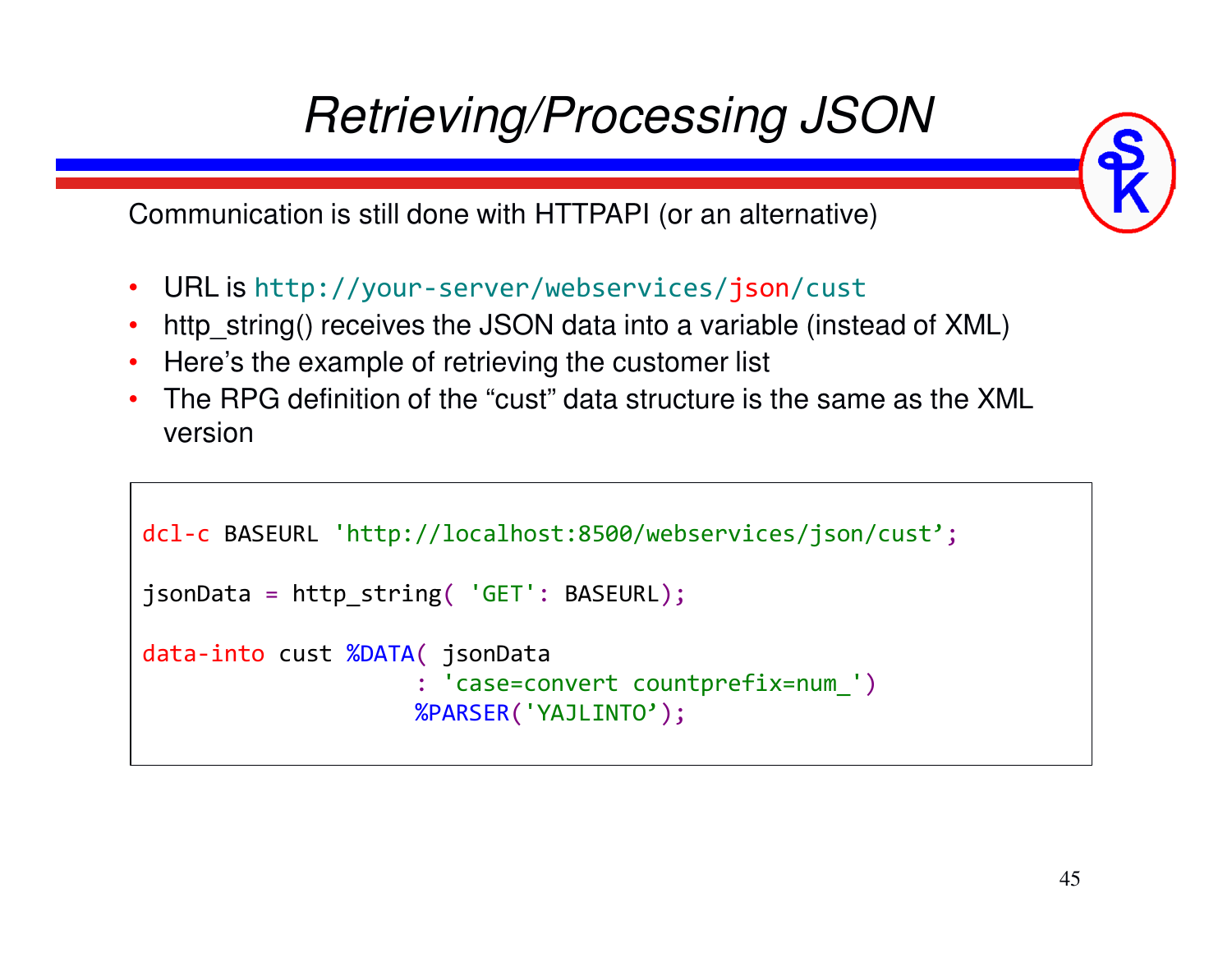# Retrieving/Processing JSON

Communication is still done with HTTPAPI (or an alternative)

- URL is `http://your-server/webservices/json/cust`
- http_string() receives the JSON data into a variable (instead of XML)
- Here's the example of retrieving the customer list
- The RPG definition of the "cust" data structure is the same as the XML version

```
dcl-c BASEURL 'http://localhost:8500/webservices/json/cust';

jsonData = http_string( 'GET': BASEURL);

data-into cust %DATA( jsonData
                    : 'case=convert countprefix=num_')
                    %PARSER('YAJLINTO');
```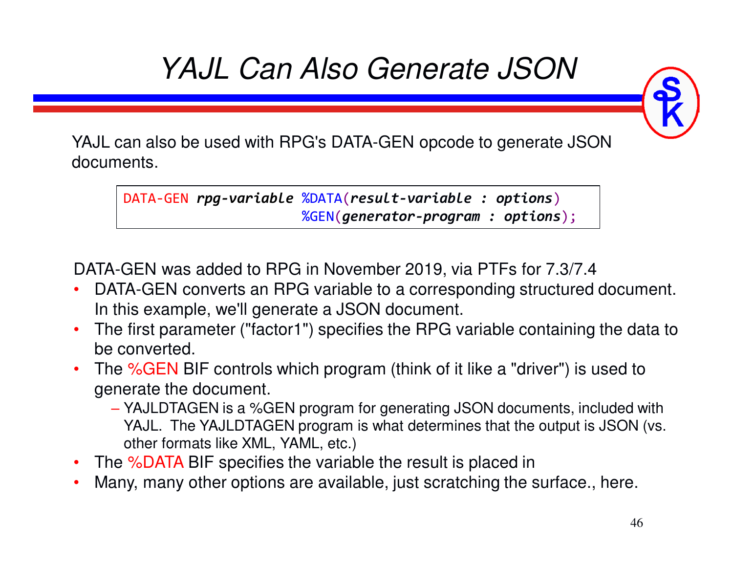# YAJL Can Also Generate JSON

YAJL can also be used with RPG's DATA-GEN opcode to generate JSON documents.

```
DATA-GEN rpg-variable %DATA(result-variable : options)
                      %GEN(generator-program : options);
```

DATA-GEN was added to RPG in November 2019, via PTFs for 7.3/7.4

- DATA-GEN converts an RPG variable to a corresponding structured document. In this example, we'll generate a JSON document.
- The first parameter ("factor1") specifies the RPG variable containing the data to be converted.
- The %GEN BIF controls which program (think of it like a "driver") is used to generate the document.
  - YAJLDTAGEN is a %GEN program for generating JSON documents, included with YAJL. The YAJLDTAGEN program is what determines that the output is JSON (vs. other formats like XML, YAML, etc.)
- The %DATA BIF specifies the variable the result is placed in
- Many, many other options are available, just scratching the surface., here.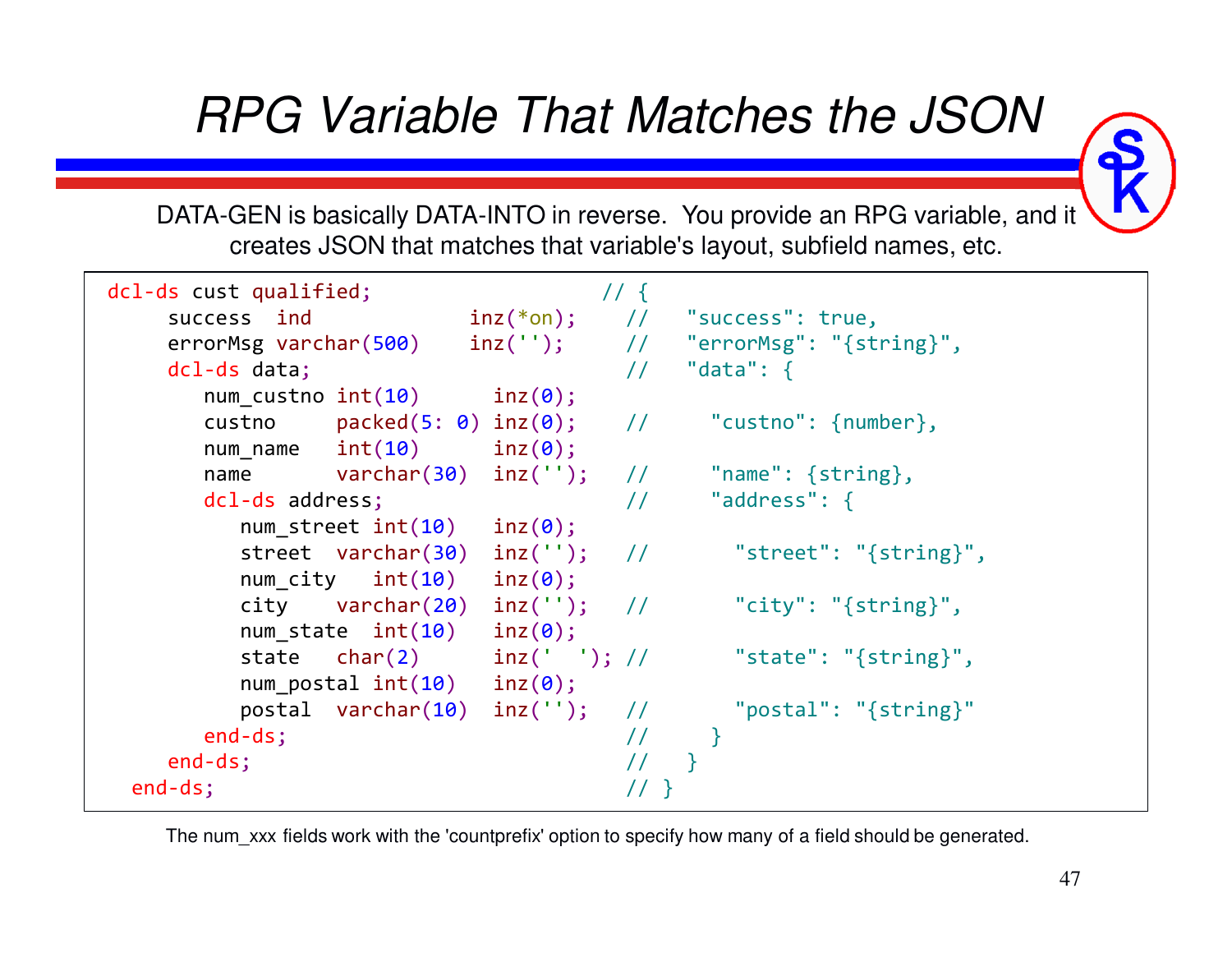# RPG Variable That Matches the JSON

DATA-GEN is basically DATA-INTO in reverse. You provide an RPG variable, and it creates JSON that matches that variable's layout, subfield names, etc.

```
dcl-ds cust qualified;                          // {
     success  ind            inz(*on);     //   "success": true,
     errorMsg varchar(500)    inz('');     //   "errorMsg": "{string}",
     dcl-ds data;                           //   "data": {
        num_custno int(10)      inz(0);
        custno     packed(5: 0) inz(0);     //     "custno": {number},
        num_name   int(10)      inz(0);
        name       varchar(30)  inz('');    //     "name": {string},
        dcl-ds address;                     //     "address": {
           num_street int(10)   inz(0);
           street  varchar(30)  inz('');    //       "street": "{string}",
           num_city   int(10)   inz(0);
           city    varchar(20)  inz('');    //       "city": "{string}",
           num_state  int(10)   inz(0);
           state   char(2)      inz('  '); //       "state": "{string}",
           num_postal int(10)   inz(0);
           postal  varchar(10)  inz('');    //       "postal": "{string}"
        end-ds;                             //     }
     end-ds;                                //   }
  end-ds;                                   // }
```

The num_xxx fields work with the 'countprefix' option to specify how many of a field should be generated.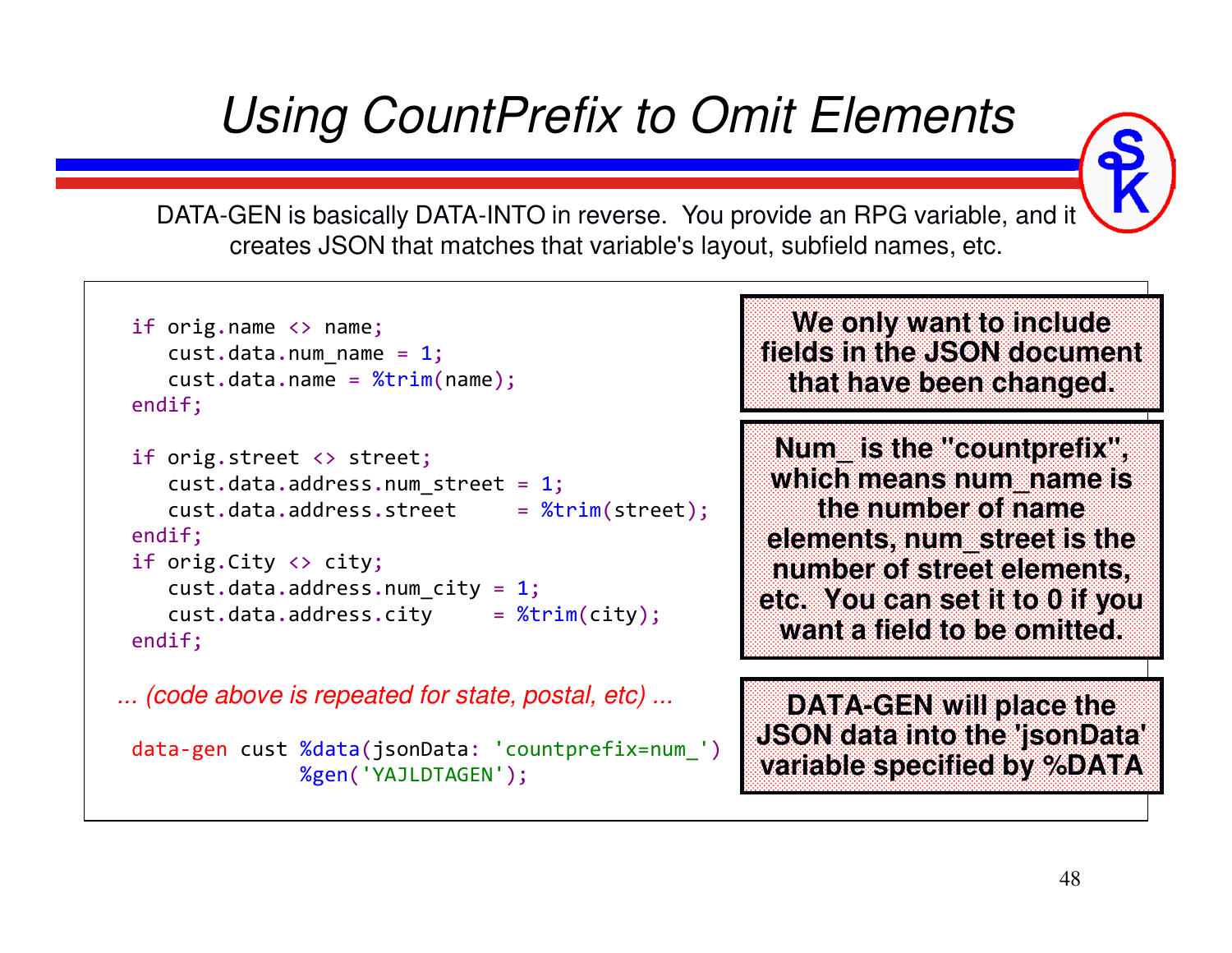# Using CountPrefix to Omit Elements

DATA-GEN is basically DATA-INTO in reverse. You provide an RPG variable, and it creates JSON that matches that variable's layout, subfield names, etc.

```
if orig.name <> name;
   cust.data.num_name = 1;
   cust.data.name = %trim(name);
endif;

if orig.street <> street;
   cust.data.address.num_street = 1;
   cust.data.address.street     = %trim(street);
endif;
if orig.City <> city;
   cust.data.address.num_city = 1;
   cust.data.address.city     = %trim(city);
endif;
```

*... (code above is repeated for state, postal, etc) ...*

```
data-gen cust %data(jsonData: 'countprefix=num_')
              %gen('YAJLDTAGEN');
```

**We only want to include fields in the JSON document that have been changed.**

**Num_ is the "countprefix", which means num_name is the number of name elements, num_street is the number of street elements, etc. You can set it to 0 if you want a field to be omitted.**

**DATA-GEN will place the JSON data into the 'jsonData' variable specified by %DATA**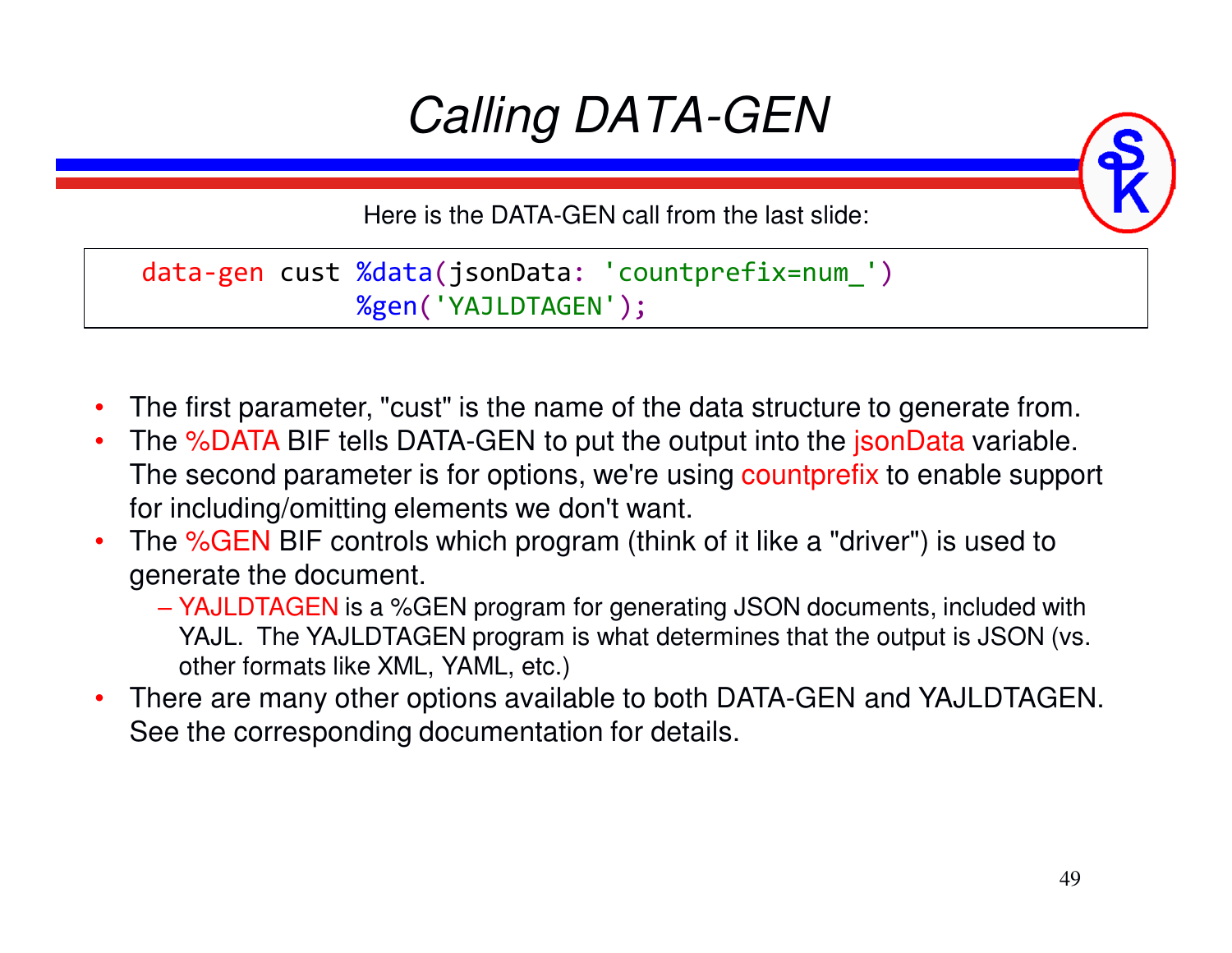# Calling DATA-GEN

Here is the DATA-GEN call from the last slide:

```
data-gen cust %data(jsonData: 'countprefix=num_')
              %gen('YAJLDTAGEN');
```

- The first parameter, "cust" is the name of the data structure to generate from.
- The %DATA BIF tells DATA-GEN to put the output into the jsonData variable. The second parameter is for options, we're using countprefix to enable support for including/omitting elements we don't want.
- The %GEN BIF controls which program (think of it like a "driver") is used to generate the document.
  - YAJLDTAGEN is a %GEN program for generating JSON documents, included with YAJL. The YAJLDTAGEN program is what determines that the output is JSON (vs. other formats like XML, YAML, etc.)
- There are many other options available to both DATA-GEN and YAJLDTAGEN. See the corresponding documentation for details.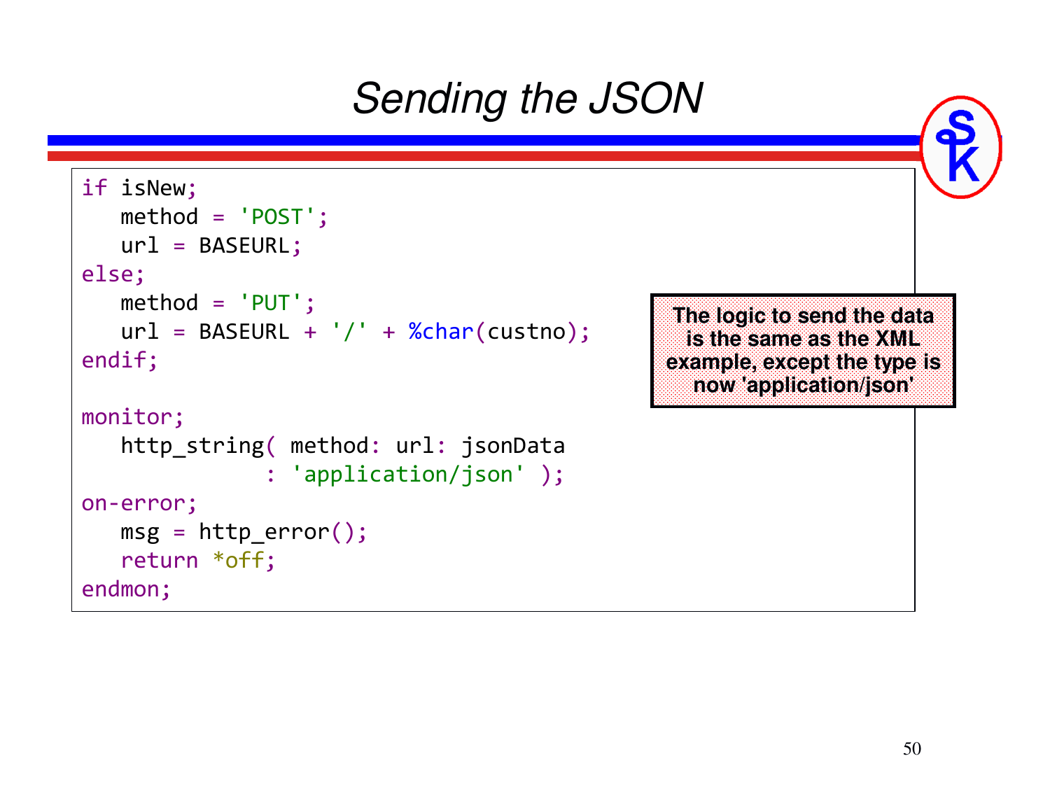# Sending the JSON

```
if isNew;
   method = 'POST';
   url = BASEURL;
else;
   method = 'PUT';
   url = BASEURL + '/' + %char(custno);
endif;

monitor;
   http_string( method: url: jsonData
              : 'application/json' );
on-error;
   msg = http_error();
   return *off;
endmon;
```

**The logic to send the data is the same as the XML example, except the type is now 'application/json'**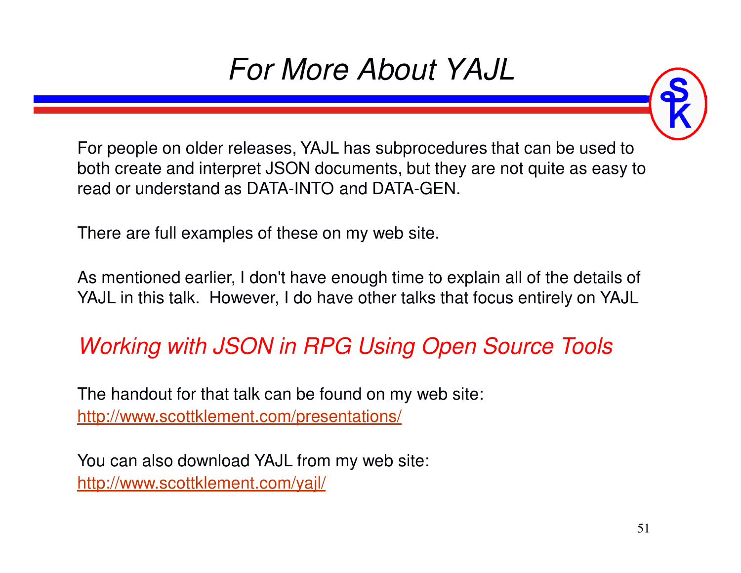# For More About YAJL

For people on older releases, YAJL has subprocedures that can be used to both create and interpret JSON documents, but they are not quite as easy to read or understand as DATA-INTO and DATA-GEN.

There are full examples of these on my web site.

As mentioned earlier, I don't have enough time to explain all of the details of YAJL in this talk.  However, I do have other talks that focus entirely on YAJL

*Working with JSON in RPG Using Open Source Tools*

The handout for that talk can be found on my web site:
http://www.scottklement.com/presentations/

You can also download YAJL from my web site:
http://www.scottklement.com/yajl/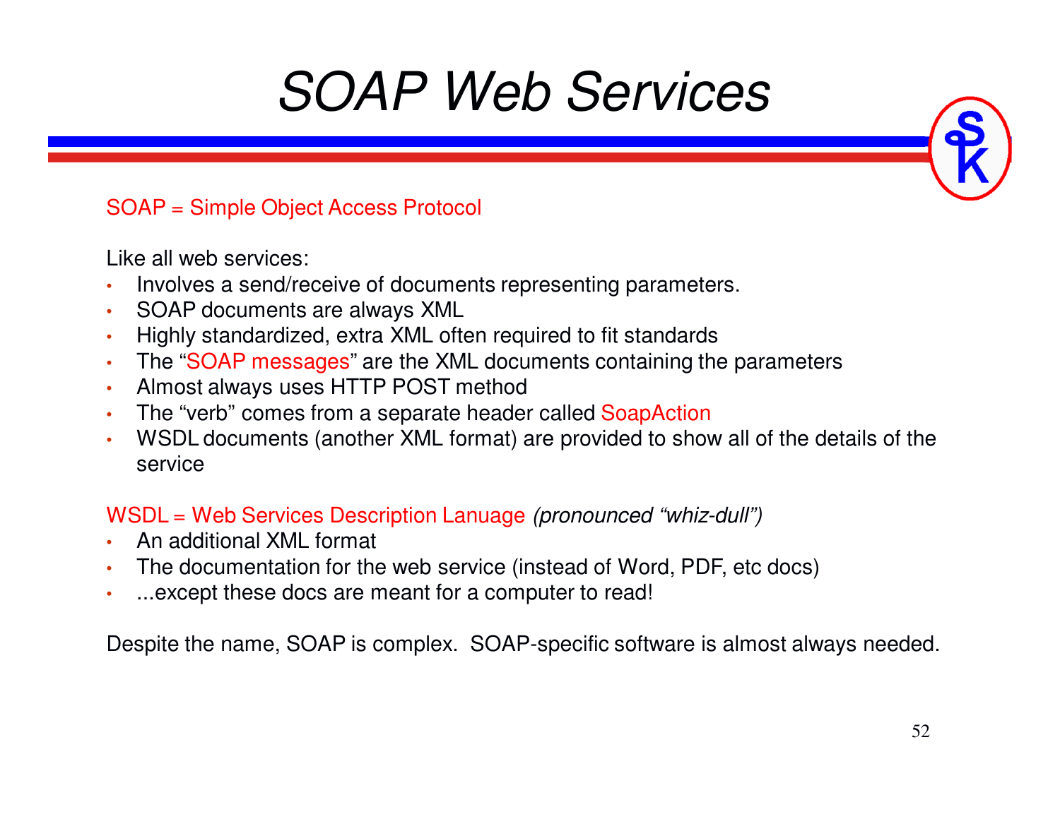# SOAP Web Services

SOAP = Simple Object Access Protocol

Like all web services:

- Involves a send/receive of documents representing parameters.
- SOAP documents are always XML
- Highly standardized, extra XML often required to fit standards
- The "SOAP messages" are the XML documents containing the parameters
- Almost always uses HTTP POST method
- The "verb" comes from a separate header called SoapAction
- WSDL documents (another XML format) are provided to show all of the details of the service

WSDL = Web Services Description Lanuage *(pronounced "whiz-dull")*

- An additional XML format
- The documentation for the web service (instead of Word, PDF, etc docs)
- ...except these docs are meant for a computer to read!

Despite the name, SOAP is complex. SOAP-specific software is almost always needed.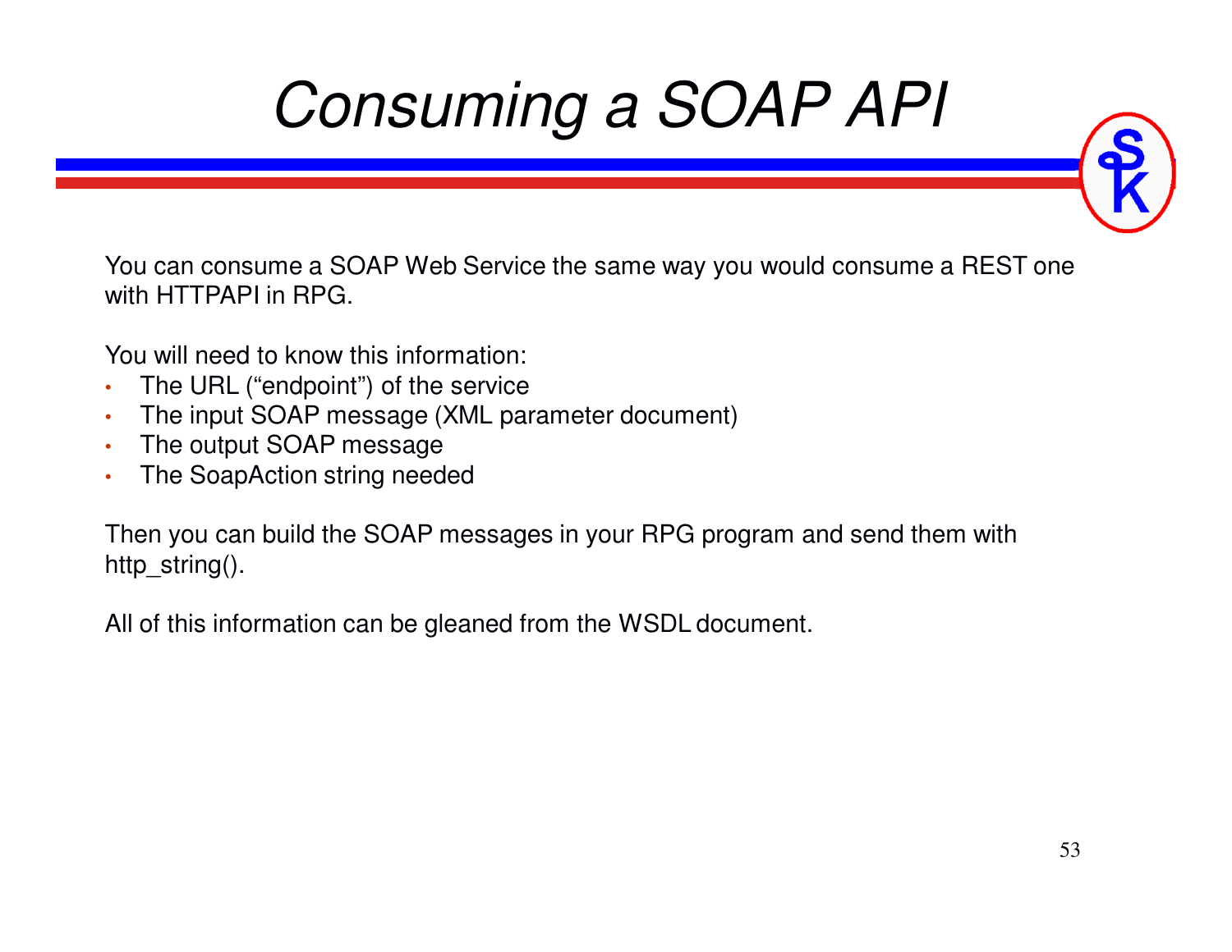# Consuming a SOAP API

You can consume a SOAP Web Service the same way you would consume a REST one with HTTPAPI in RPG.

You will need to know this information:

- The URL ("endpoint") of the service
- The input SOAP message (XML parameter document)
- The output SOAP message
- The SoapAction string needed

Then you can build the SOAP messages in your RPG program and send them with http_string().

All of this information can be gleaned from the WSDL document.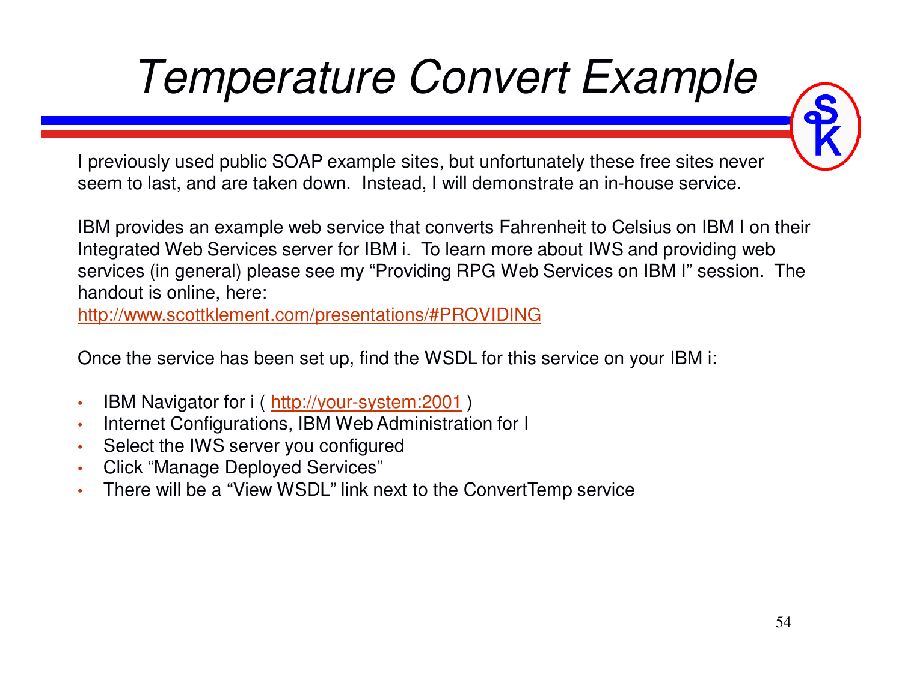# Temperature Convert Example

I previously used public SOAP example sites, but unfortunately these free sites never seem to last, and are taken down. Instead, I will demonstrate an in-house service.

IBM provides an example web service that converts Fahrenheit to Celsius on IBM I on their Integrated Web Services server for IBM i. To learn more about IWS and providing web services (in general) please see my “Providing RPG Web Services on IBM I” session. The handout is online, here:
http://www.scottklement.com/presentations/#PROVIDING

Once the service has been set up, find the WSDL for this service on your IBM i:

- IBM Navigator for i ( http://your-system:2001 )
- Internet Configurations, IBM Web Administration for I
- Select the IWS server you configured
- Click “Manage Deployed Services”
- There will be a “View WSDL” link next to the ConvertTemp service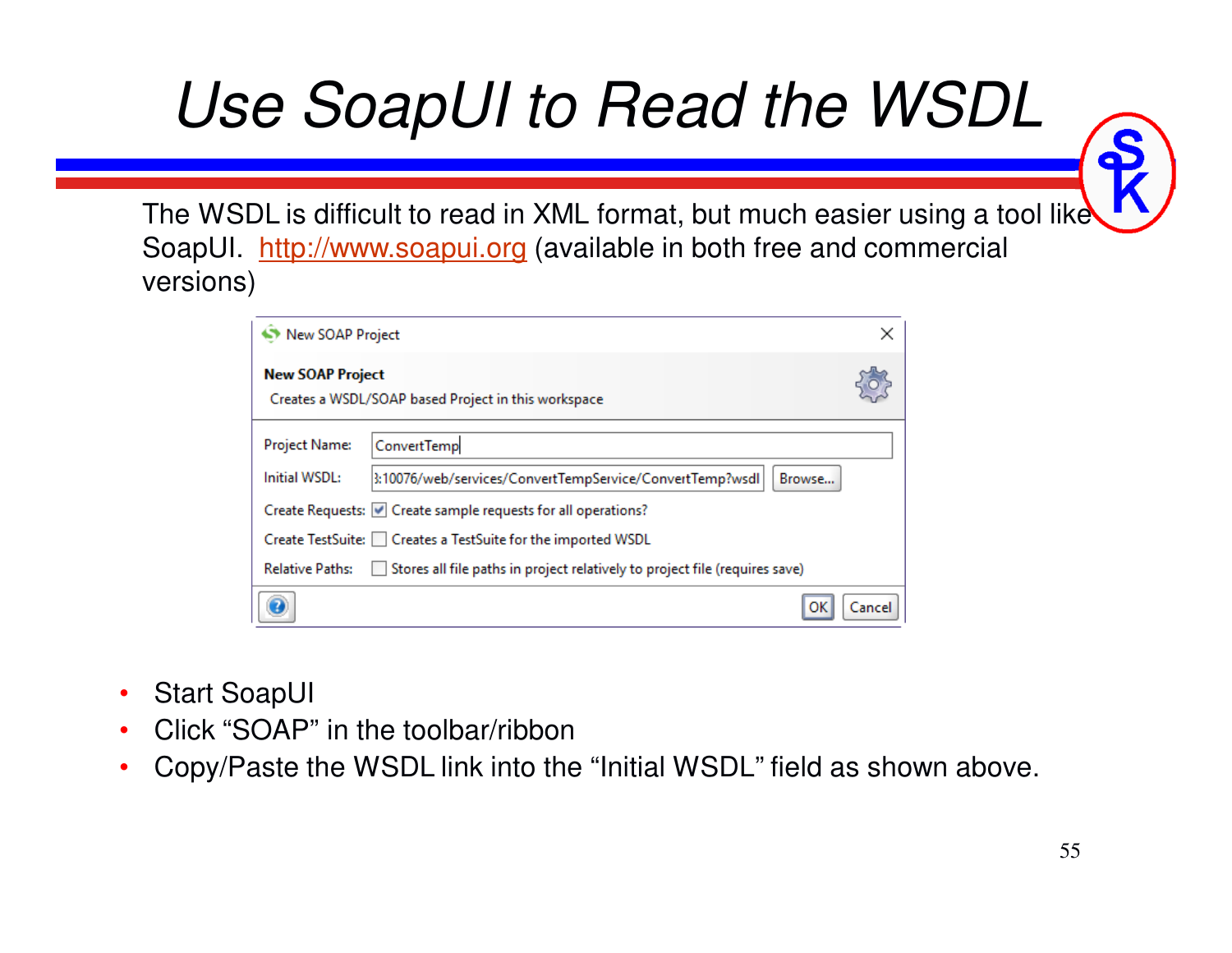# Use SoapUI to Read the WSDL

The WSDL is difficult to read in XML format, but much easier using a tool like SoapUI. http://www.soapui.org (available in both free and commercial versions)

- Start SoapUI
- Click "SOAP" in the toolbar/ribbon
- Copy/Paste the WSDL link into the "Initial WSDL" field as shown above.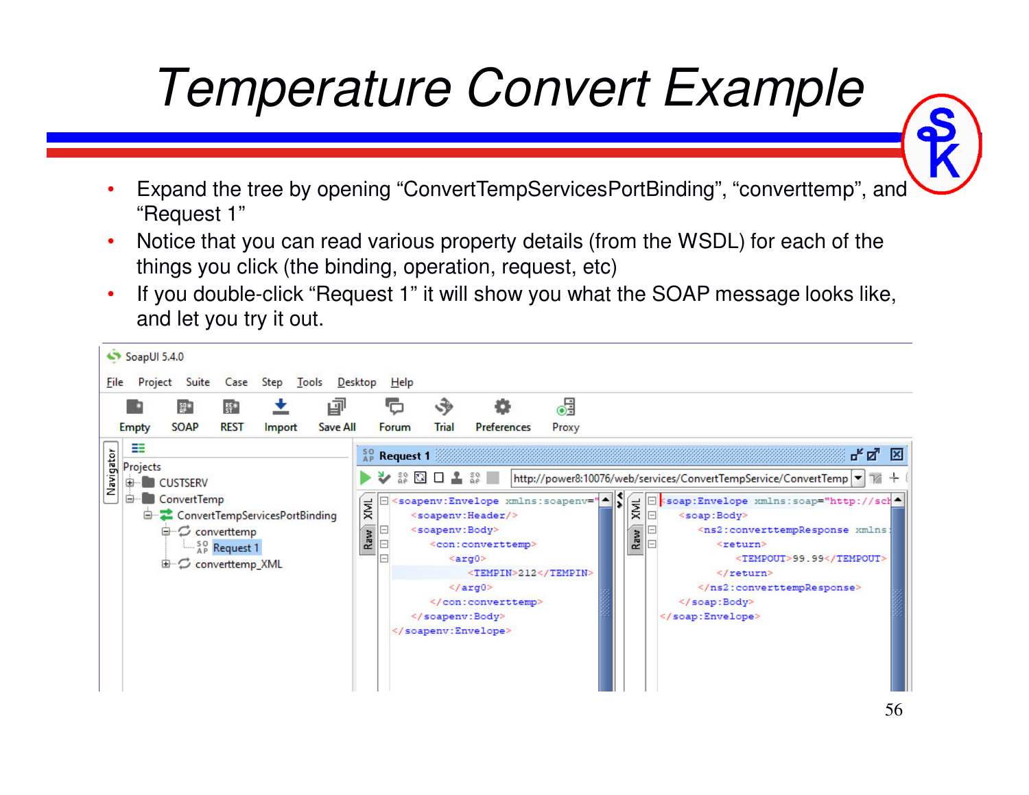# Temperature Convert Example

- Expand the tree by opening "ConvertTempServicesPortBinding", "converttemp", and "Request 1"
- Notice that you can read various property details (from the WSDL) for each of the things you click (the binding, operation, request, etc)
- If you double-click "Request 1" it will show you what the SOAP message looks like, and let you try it out.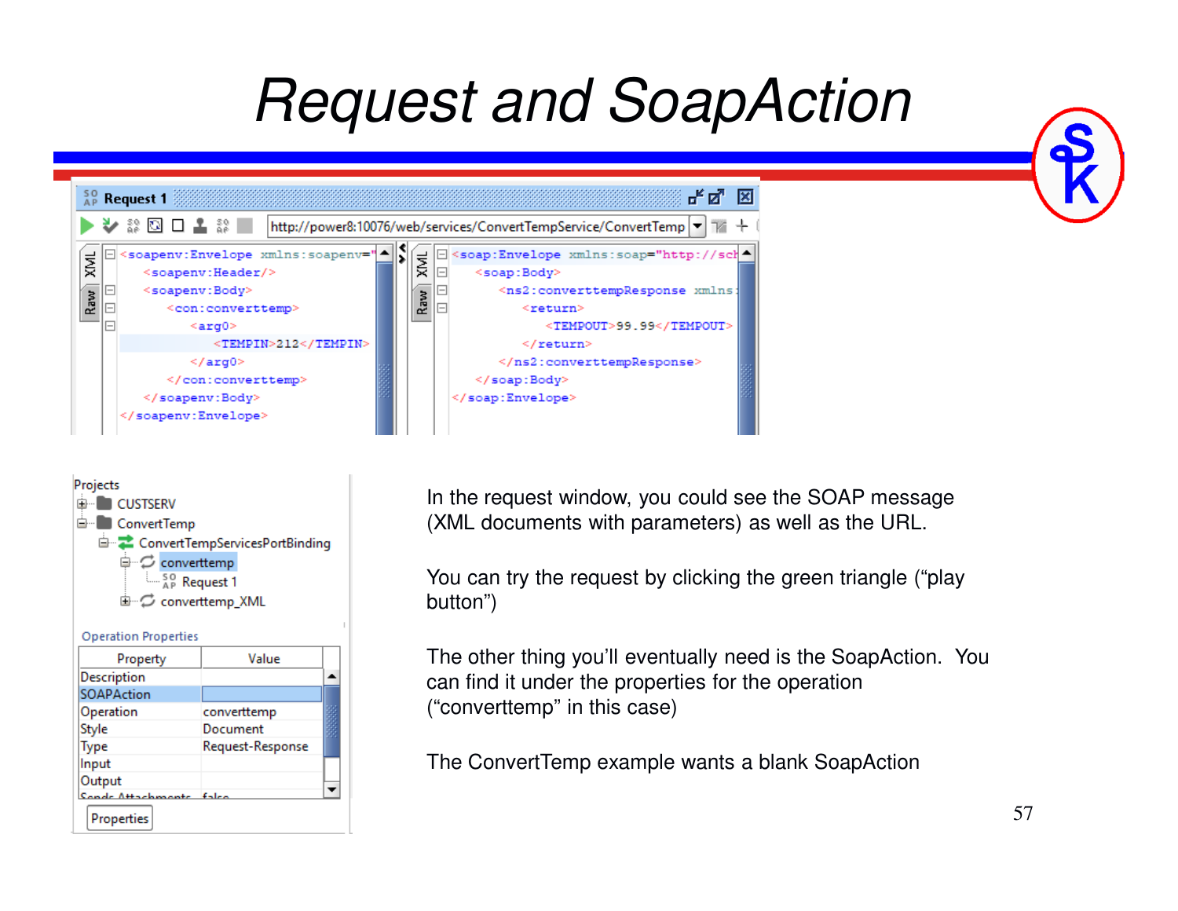# Request and SoapAction

Request 1

http://power8:10076/web/services/ConvertTempService/ConvertTemp

```
<soapenv:Envelope xmlns:soapenv="
   <soapenv:Header/>
   <soapenv:Body>
      <con:converttemp>
         <arg0>
            <TEMPIN>212</TEMPIN>
         </arg0>
      </con:converttemp>
   </soapenv:Body>
</soapenv:Envelope>
```

```
<soap:Envelope xmlns:soap="http://sch
   <soap:Body>
      <ns2:converttempResponse xmlns
         <return>
            <TEMPOUT>99.99</TEMPOUT>
         </return>
      </ns2:converttempResponse>
   </soap:Body>
</soap:Envelope>
```

Projects
- CUSTSERV
- ConvertTemp
  - ConvertTempServicesPortBinding
    - converttemp
      - Request 1
    - converttemp_XML

Operation Properties

| Property | Value |
|---|---|
| Description | |
| SOAPAction | |
| Operation | converttemp |
| Style | Document |
| Type | Request-Response |
| Input | |
| Output | |
| Sends Attachments | false |

Properties

In the request window, you could see the SOAP message (XML documents with parameters) as well as the URL.

You can try the request by clicking the green triangle ("play button")

The other thing you'll eventually need is the SoapAction. You can find it under the properties for the operation ("converttemp" in this case)

The ConvertTemp example wants a blank SoapAction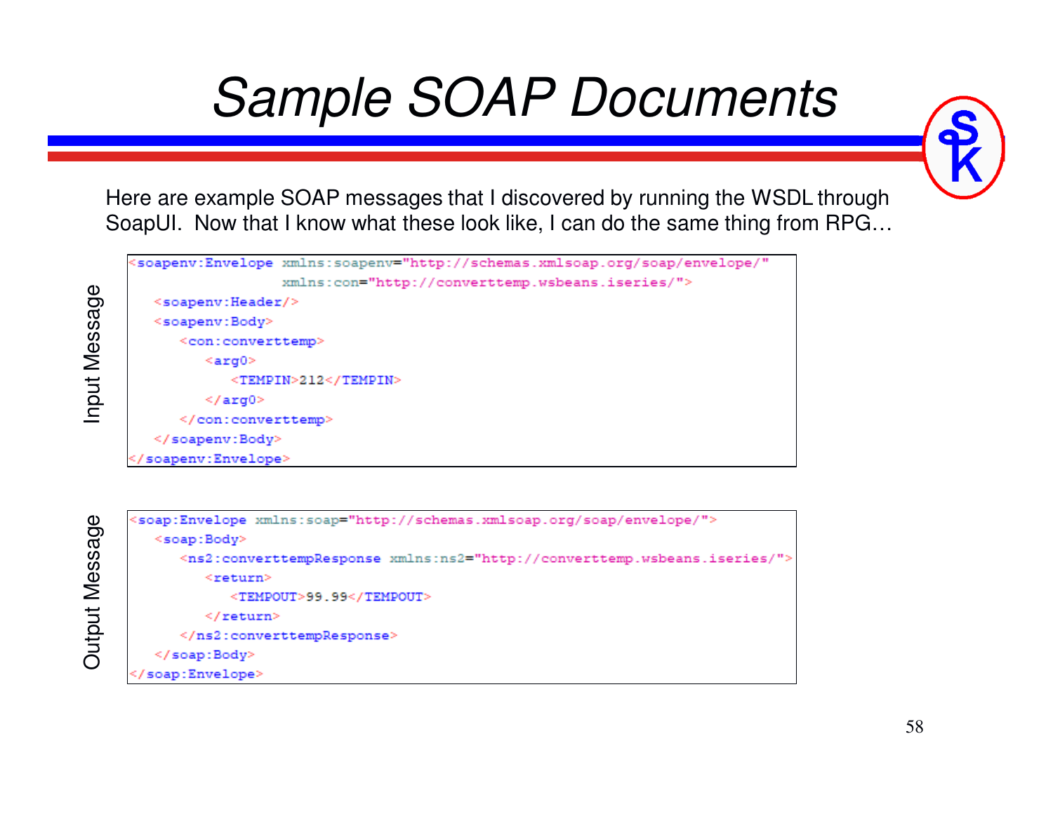# Sample SOAP Documents

Here are example SOAP messages that I discovered by running the WSDL through SoapUI. Now that I know what these look like, I can do the same thing from RPG…

Input Message

```
<soapenv:Envelope xmlns:soapenv="http://schemas.xmlsoap.org/soap/envelope/"
                  xmlns:con="http://converttemp.wsbeans.iseries/">
   <soapenv:Header/>
   <soapenv:Body>
      <con:converttemp>
         <arg0>
            <TEMPIN>212</TEMPIN>
         </arg0>
      </con:converttemp>
   </soapenv:Body>
</soapenv:Envelope>
```

Output Message

```
<soap:Envelope xmlns:soap="http://schemas.xmlsoap.org/soap/envelope/">
   <soap:Body>
      <ns2:converttempResponse xmlns:ns2="http://converttemp.wsbeans.iseries/">
         <return>
            <TEMPOUT>99.99</TEMPOUT>
         </return>
      </ns2:converttempResponse>
   </soap:Body>
</soap:Envelope>
```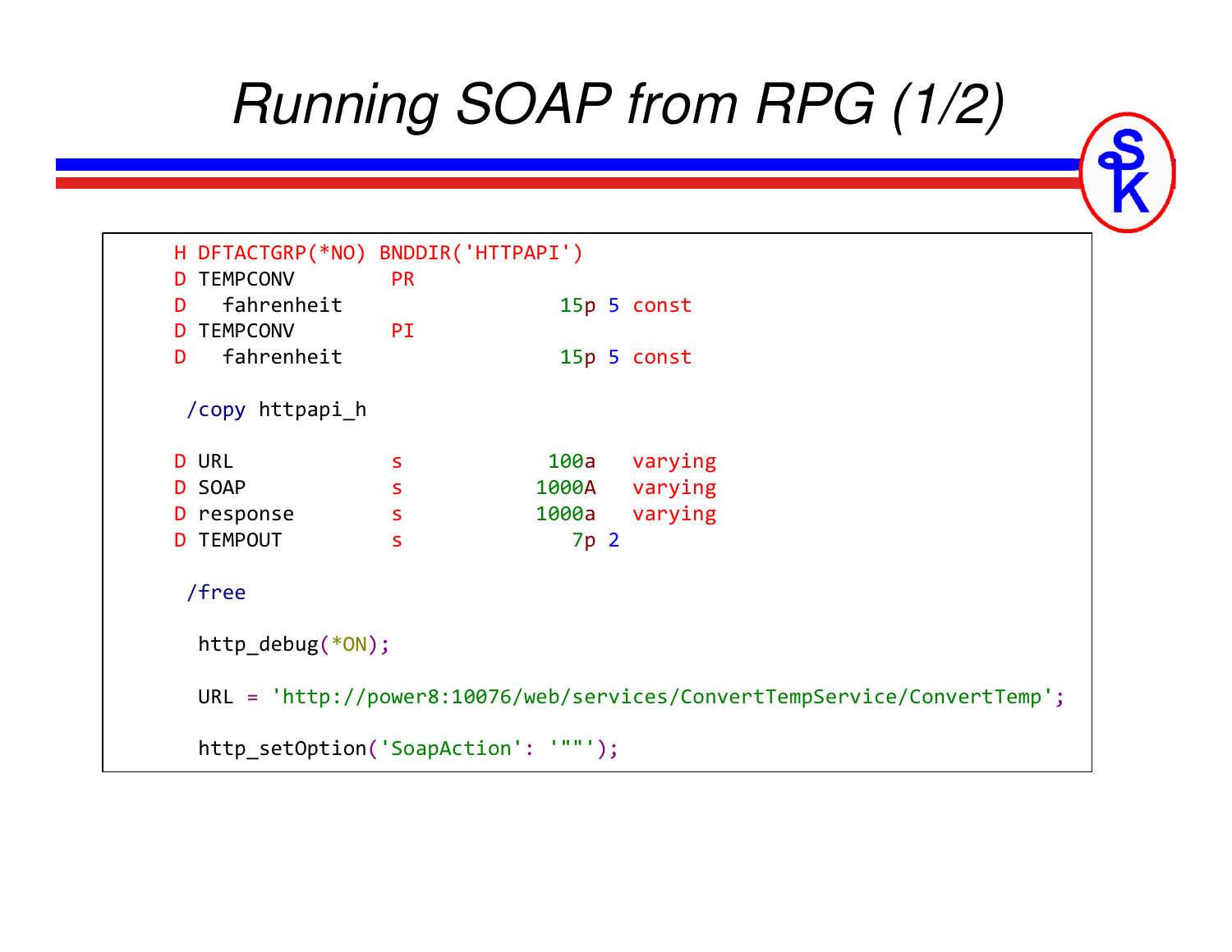# Running SOAP from RPG (1/2)

```
     H DFTACTGRP(*NO) BNDDIR('HTTPAPI')
     D TEMPCONV        PR
     D   fahrenheit                  15p 5 const
     D TEMPCONV        PI
     D   fahrenheit                  15p 5 const

      /copy httpapi_h

     D URL             s            100a   varying
     D SOAP            s           1000A   varying
     D response        s           1000a   varying
     D TEMPOUT         s              7p 2

      /free

       http_debug(*ON);

       URL = 'http://power8:10076/web/services/ConvertTempService/ConvertTemp';

       http_setOption('SoapAction': '""');
```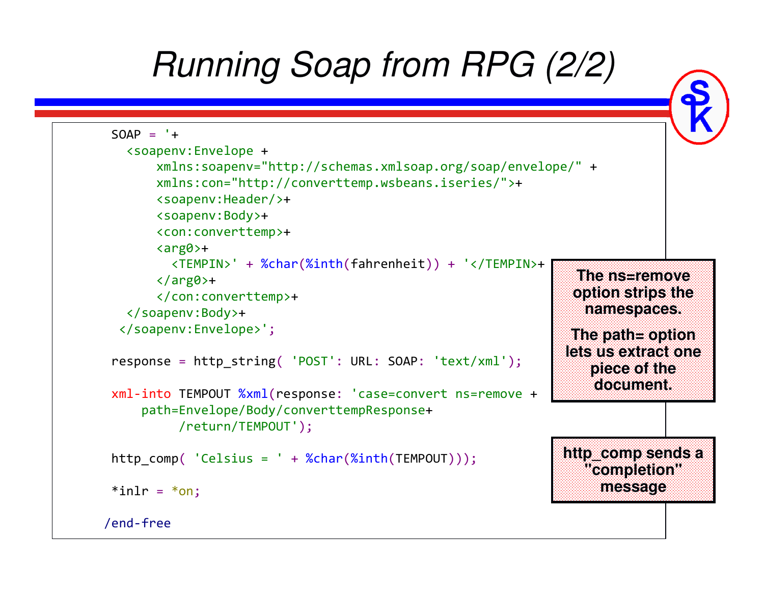# Running Soap from RPG (2/2)

```
      SOAP = '+
        <soapenv:Envelope +
            xmlns:soapenv="http://schemas.xmlsoap.org/soap/envelope/" +
            xmlns:con="http://converttemp.wsbeans.iseries/">+
            <soapenv:Header/>+
            <soapenv:Body>+
            <con:converttemp>+
            <arg0>+
              <TEMPIN>' + %char(%inth(fahrenheit)) + '</TEMPIN>+
            </arg0>+
            </con:converttemp>+
        </soapenv:Body>+
       </soapenv:Envelope>';

      response = http_string( 'POST': URL: SOAP: 'text/xml');

      xml-into TEMPOUT %xml(response: 'case=convert ns=remove +
          path=Envelope/Body/converttempResponse+
               /return/TEMPOUT');

      http_comp( 'Celsius = ' + %char(%inth(TEMPOUT)));

      *inlr = *on;

     /end-free
```

**The ns=remove option strips the namespaces.**

**The path= option lets us extract one piece of the document.**

**http_comp sends a "completion" message**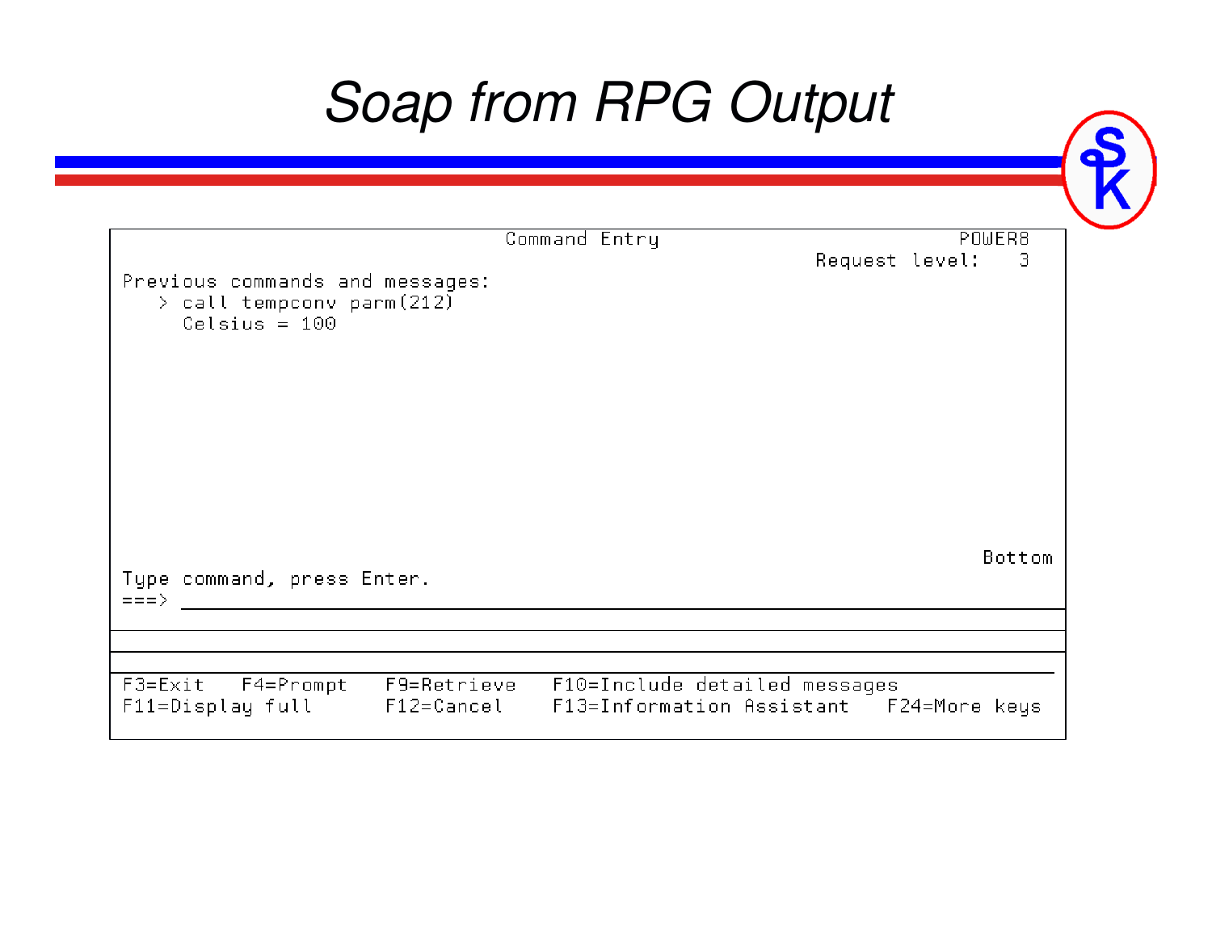# Soap from RPG Output

```
                              Command Entry                          POWER8
                                                          Request level:   3
Previous commands and messages:
   > call tempconv parm(212)
     Celsius = 100

                                                                        Bottom
Type command, press Enter.
===>

F3=Exit   F4=Prompt     F9=Retrieve   F10=Include detailed messages
F11=Display full        F12=Cancel    F13=Information Assistant   F24=More keys
```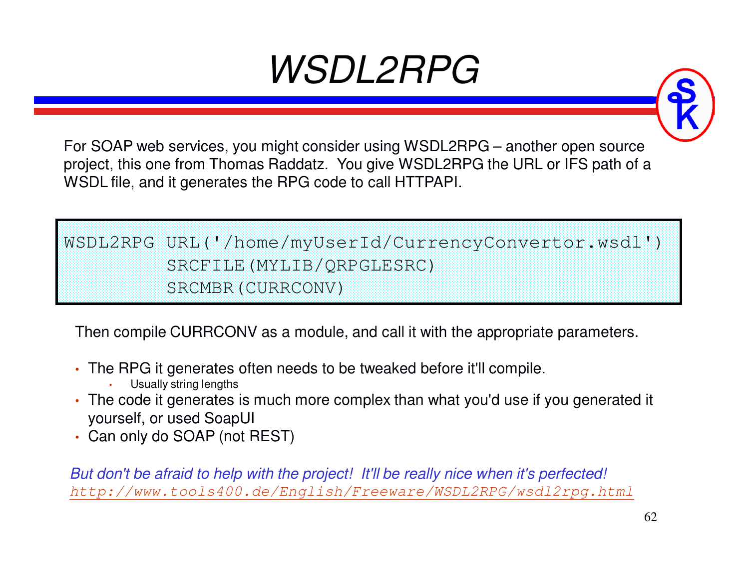# *WSDL2RPG*

For SOAP web services, you might consider using WSDL2RPG – another open source project, this one from Thomas Raddatz. You give WSDL2RPG the URL or IFS path of a WSDL file, and it generates the RPG code to call HTTPAPI.

```
WSDL2RPG URL('/home/myUserId/CurrencyConvertor.wsdl')
         SRCFILE(MYLIB/QRPGLESRC)
         SRCMBR(CURRCONV)
```

Then compile CURRCONV as a module, and call it with the appropriate parameters.

- The RPG it generates often needs to be tweaked before it'll compile.
  - Usually string lengths
- The code it generates is much more complex than what you'd use if you generated it yourself, or used SoapUI
- Can only do SOAP (not REST)

*But don't be afraid to help with the project! It'll be really nice when it's perfected!*
*http://www.tools400.de/English/Freeware/WSDL2RPG/wsdl2rpg.html*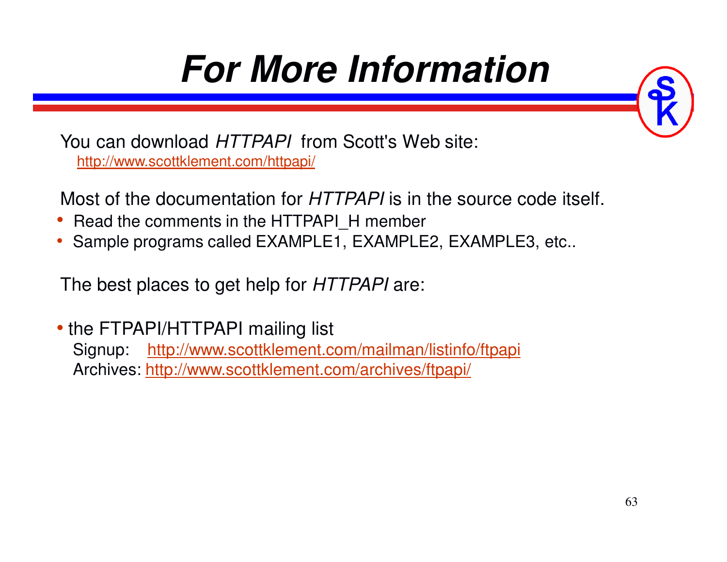# For More Information

You can download *HTTPAPI* from Scott's Web site:
http://www.scottklement.com/httpapi/

Most of the documentation for *HTTPAPI* is in the source code itself.

- Read the comments in the HTTPAPI_H member
- Sample programs called EXAMPLE1, EXAMPLE2, EXAMPLE3, etc..

The best places to get help for *HTTPAPI* are:

- the FTPAPI/HTTPAPI mailing list
  Signup: http://www.scottklement.com/mailman/listinfo/ftpapi
  Archives: http://www.scottklement.com/archives/ftpapi/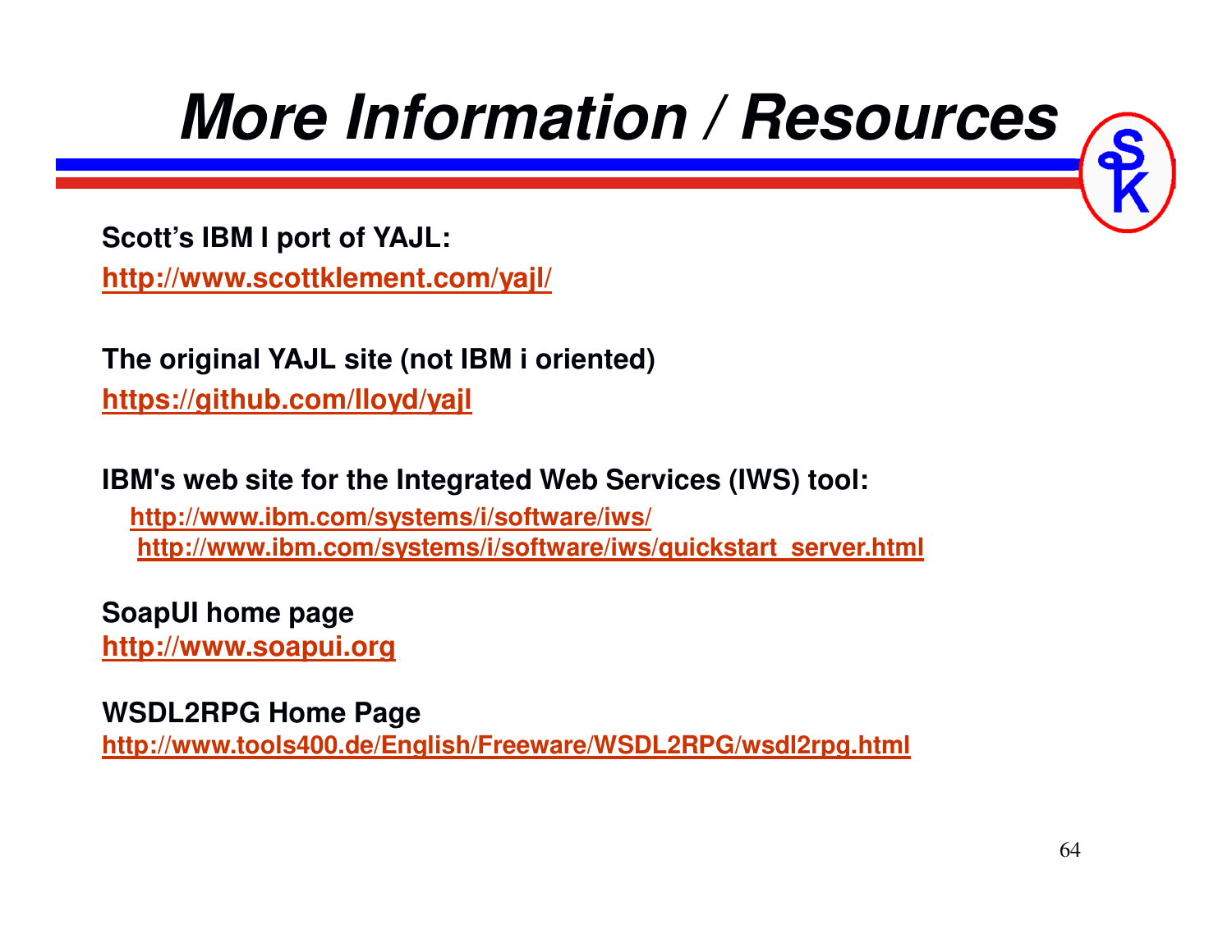# More Information / Resources

**Scott's IBM I port of YAJL:**

**http://www.scottklement.com/yajl/**

**The original YAJL site (not IBM i oriented)**

**https://github.com/lloyd/yajl**

**IBM's web site for the Integrated Web Services (IWS) tool:**

**http://www.ibm.com/systems/i/software/iws/**
**http://www.ibm.com/systems/i/software/iws/quickstart_server.html**

**SoapUI home page**
**http://www.soapui.org**

**WSDL2RPG Home Page**
**http://www.tools400.de/English/Freeware/WSDL2RPG/wsdl2rpg.html**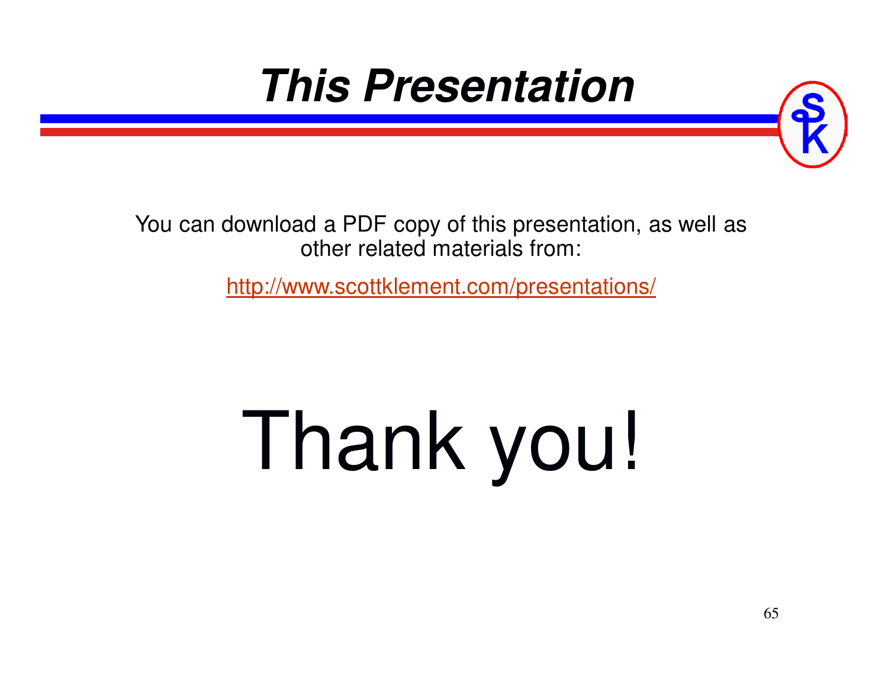# This Presentation

You can download a PDF copy of this presentation, as well as other related materials from:

http://www.scottklement.com/presentations/

# Thank you!